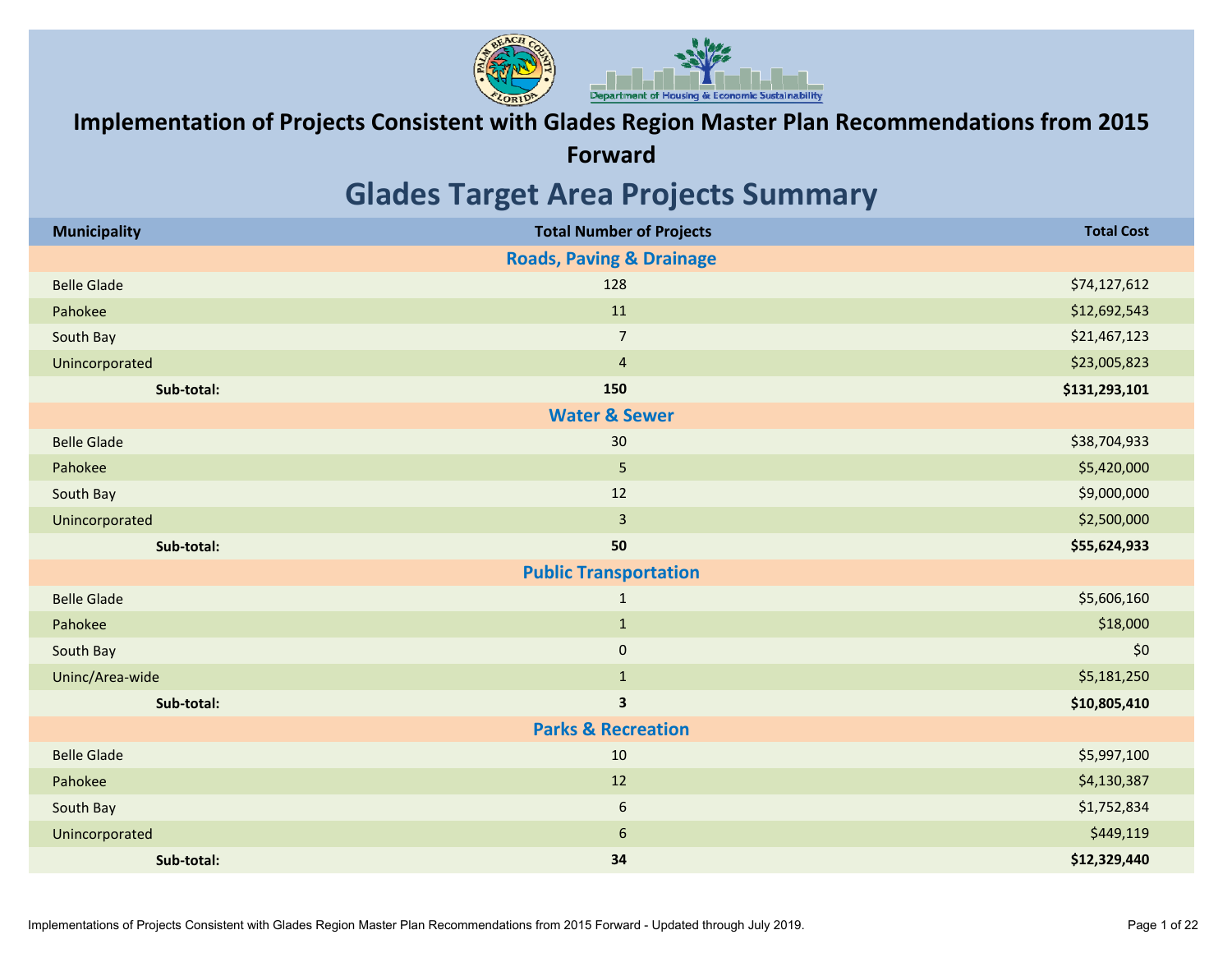# Implementation of Projects Consistent with Glades Region Master Plan Recommendations from 2015 Forward

## Glades Target Area Projects Summary

| Municipality | Total Number of Projects | Total Cost |
|---|---|---|
| **Roads, Paving & Drainage** | | |
| Belle Glade | 128 | $74,127,612 |
| Pahokee | 11 | $12,692,543 |
| South Bay | 7 | $21,467,123 |
| Unincorporated | 4 | $23,005,823 |
| **Sub-total:** | **150** | **$131,293,101** |
| **Water & Sewer** | | |
| Belle Glade | 30 | $38,704,933 |
| Pahokee | 5 | $5,420,000 |
| South Bay | 12 | $9,000,000 |
| Unincorporated | 3 | $2,500,000 |
| **Sub-total:** | **50** | **$55,624,933** |
| **Public Transportation** | | |
| Belle Glade | 1 | $5,606,160 |
| Pahokee | 1 | $18,000 |
| South Bay | 0 | $0 |
| Uninc/Area-wide | 1 | $5,181,250 |
| **Sub-total:** | **3** | **$10,805,410** |
| **Parks & Recreation** | | |
| Belle Glade | 10 | $5,997,100 |
| Pahokee | 12 | $4,130,387 |
| South Bay | 6 | $1,752,834 |
| Unincorporated | 6 | $449,119 |
| **Sub-total:** | **34** | **$12,329,440** |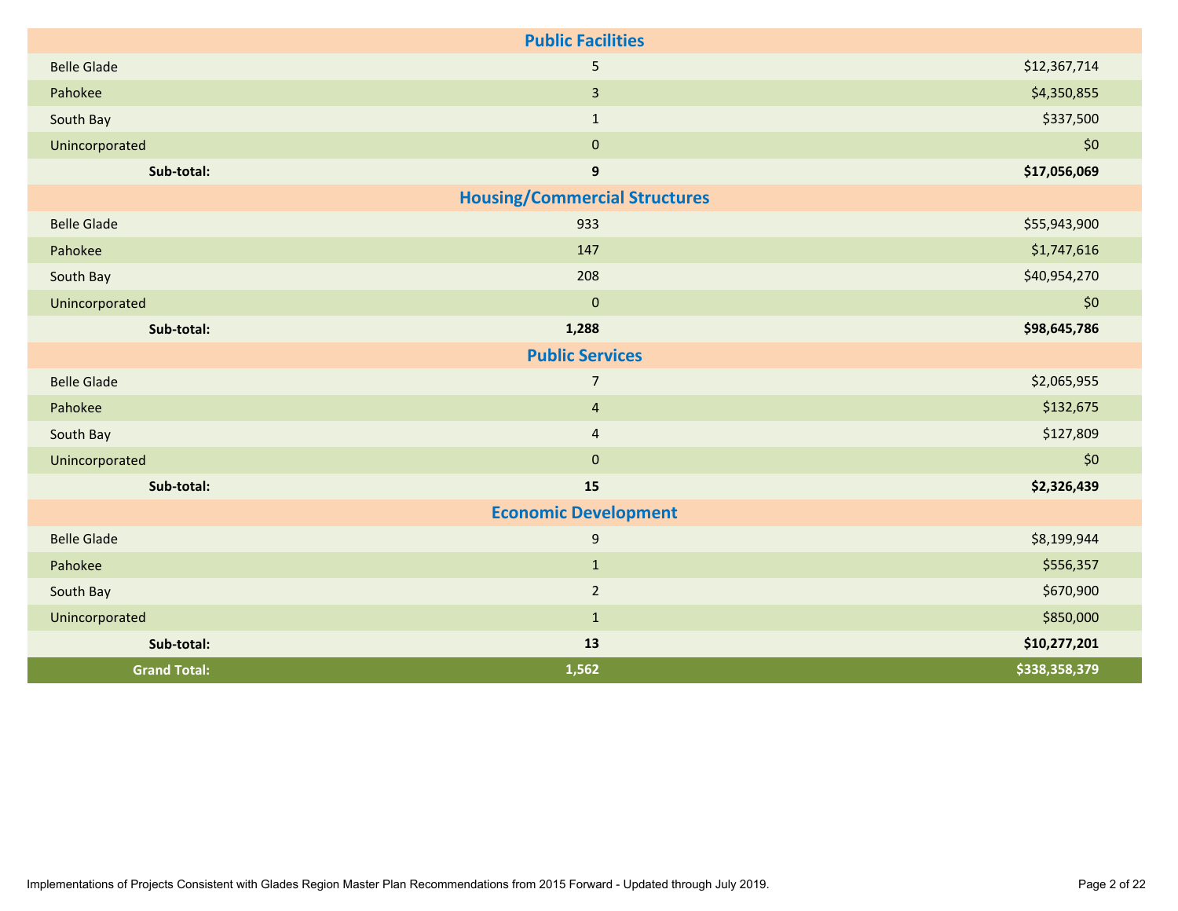| | | |
|---|---|---|
| **Public Facilities** | | |
| Belle Glade | 5 | $12,367,714 |
| Pahokee | 3 | $4,350,855 |
| South Bay | 1 | $337,500 |
| Unincorporated | 0 | $0 |
| **Sub-total:** | **9** | **$17,056,069** |
| **Housing/Commercial Structures** | | |
| Belle Glade | 933 | $55,943,900 |
| Pahokee | 147 | $1,747,616 |
| South Bay | 208 | $40,954,270 |
| Unincorporated | 0 | $0 |
| **Sub-total:** | **1,288** | **$98,645,786** |
| **Public Services** | | |
| Belle Glade | 7 | $2,065,955 |
| Pahokee | 4 | $132,675 |
| South Bay | 4 | $127,809 |
| Unincorporated | 0 | $0 |
| **Sub-total:** | **15** | **$2,326,439** |
| **Economic Development** | | |
| Belle Glade | 9 | $8,199,944 |
| Pahokee | 1 | $556,357 |
| South Bay | 2 | $670,900 |
| Unincorporated | 1 | $850,000 |
| **Sub-total:** | **13** | **$10,277,201** |
| **Grand Total:** | **1,562** | **$338,358,379** |

Implementations of Projects Consistent with Glades Region Master Plan Recommendations from 2015 Forward - Updated through July 2019.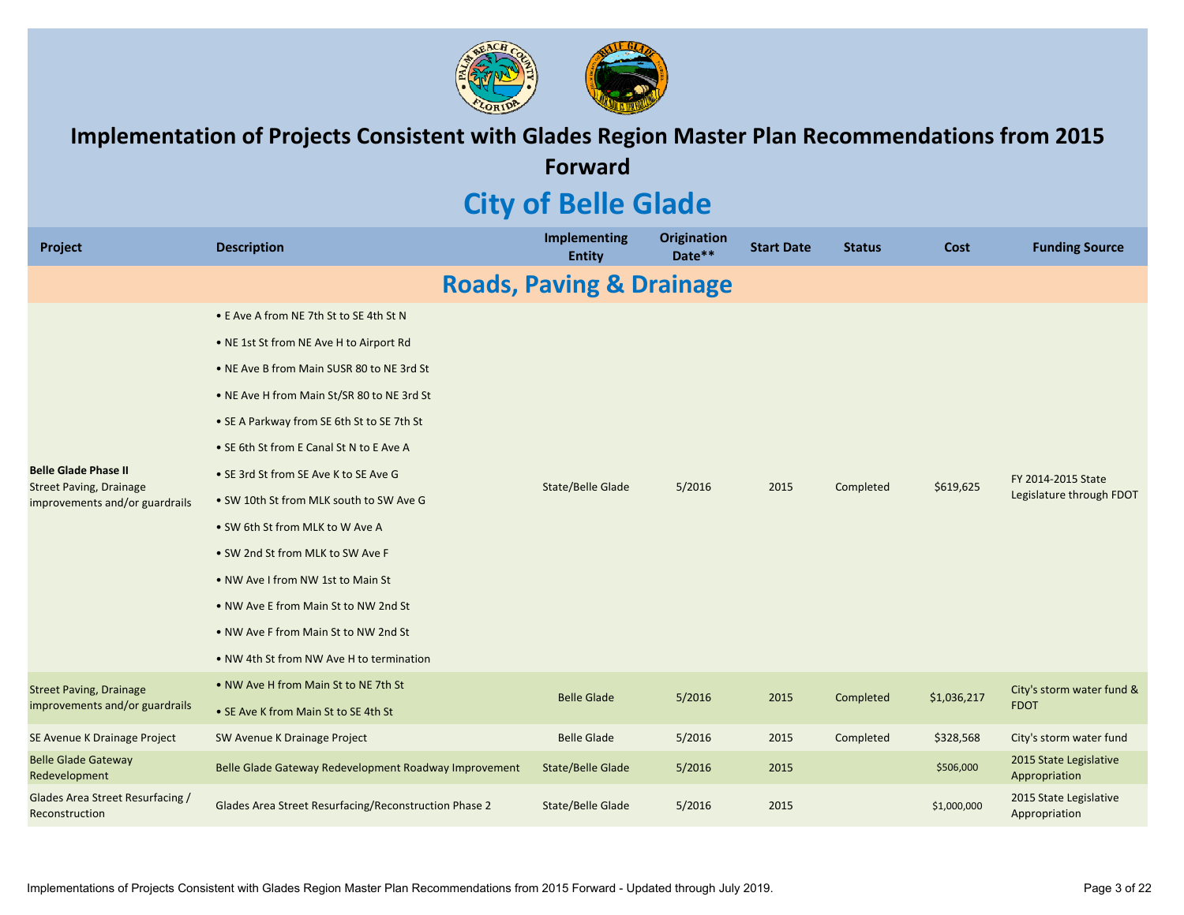# Implementation of Projects Consistent with Glades Region Master Plan Recommendations from 2015 Forward

## City of Belle Glade

| Project | Description | Implementing Entity | Origination Date** | Start Date | Status | Cost | Funding Source |
|---|---|---|---|---|---|---|---|
| **Roads, Paving & Drainage** | | | | | | | |
| **Belle Glade Phase II** Street Paving, Drainage improvements and/or guardrails | • E Ave A from NE 7th St to SE 4th St N<br>• NE 1st St from NE Ave H to Airport Rd<br>• NE Ave B from Main SUSR 80 to NE 3rd St<br>• NE Ave H from Main St/SR 80 to NE 3rd St<br>• SE A Parkway from SE 6th St to SE 7th St<br>• SE 6th St from E Canal St N to E Ave A<br>• SE 3rd St from SE Ave K to SE Ave G<br>• SW 10th St from MLK south to SW Ave G<br>• SW 6th St from MLK to W Ave A<br>• SW 2nd St from MLK to SW Ave F<br>• NW Ave I from NW 1st to Main St<br>• NW Ave E from Main St to NW 2nd St<br>• NW Ave F from Main St to NW 2nd St<br>• NW 4th St from NW Ave H to termination | State/Belle Glade | 5/2016 | 2015 | Completed | $619,625 | FY 2014-2015 State Legislature through FDOT |
| Street Paving, Drainage improvements and/or guardrails | • NW Ave H from Main St to NE 7th St<br>• SE Ave K from Main St to SE 4th St | Belle Glade | 5/2016 | 2015 | Completed | $1,036,217 | City's storm water fund & FDOT |
| SE Avenue K Drainage Project | SW Avenue K Drainage Project | Belle Glade | 5/2016 | 2015 | Completed | $328,568 | City's storm water fund |
| Belle Glade Gateway Redevelopment | Belle Glade Gateway Redevelopment Roadway Improvement | State/Belle Glade | 5/2016 | 2015 | | $506,000 | 2015 State Legislative Appropriation |
| Glades Area Street Resurfacing / Reconstruction | Glades Area Street Resurfacing/Reconstruction Phase 2 | State/Belle Glade | 5/2016 | 2015 | | $1,000,000 | 2015 State Legislative Appropriation |

Implementations of Projects Consistent with Glades Region Master Plan Recommendations from 2015 Forward - Updated through July 2019.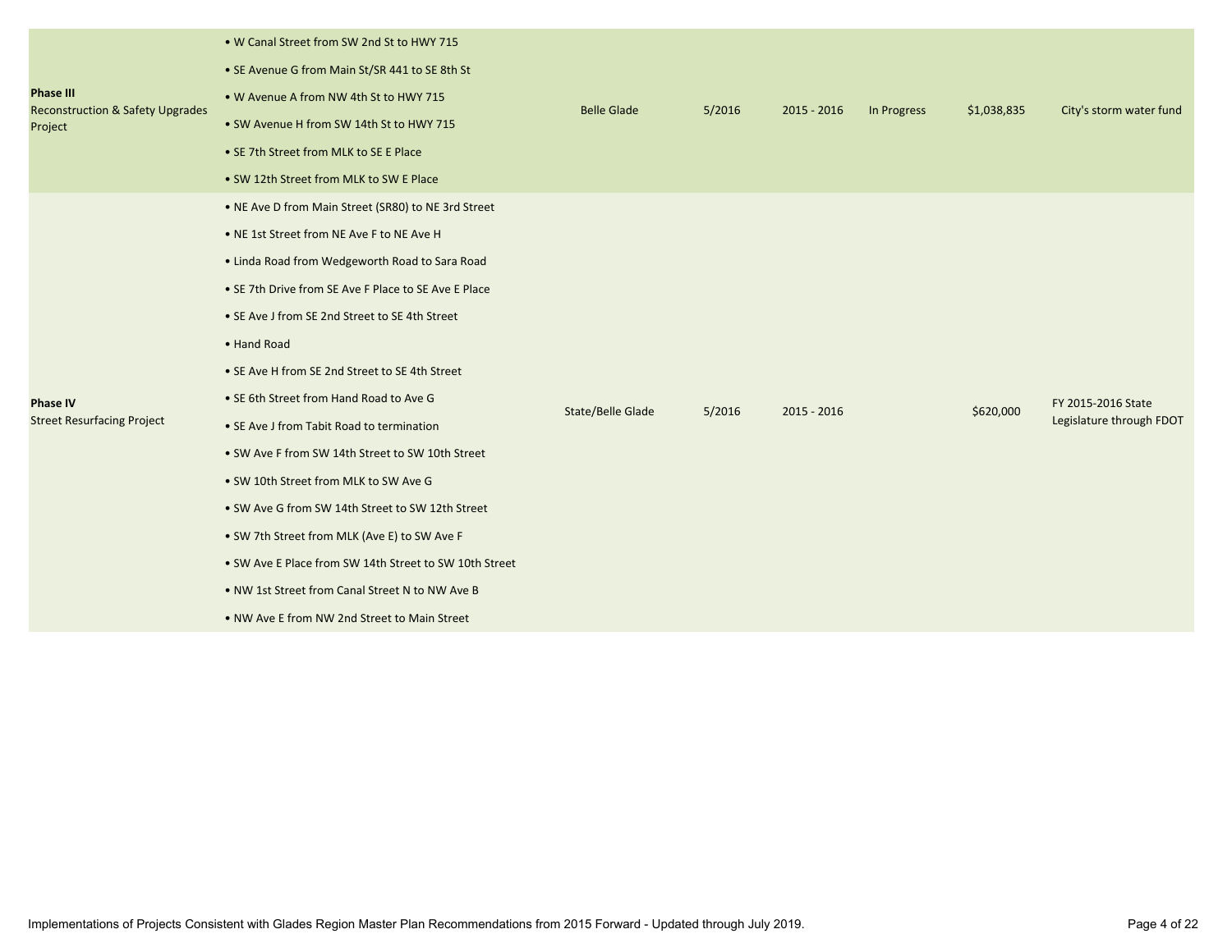| | | | | | | | |
|---|---|---|---|---|---|---|---|
| **Phase III** Reconstruction & Safety Upgrades Project | • W Canal Street from SW 2nd St to HWY 715<br>• SE Avenue G from Main St/SR 441 to SE 8th St<br>• W Avenue A from NW 4th St to HWY 715<br>• SW Avenue H from SW 14th St to HWY 715<br>• SE 7th Street from MLK to SE E Place<br>• SW 12th Street from MLK to SW E Place | Belle Glade | 5/2016 | 2015 - 2016 | In Progress | $1,038,835 | City's storm water fund |
| **Phase IV** Street Resurfacing Project | • NE Ave D from Main Street (SR80) to NE 3rd Street<br>• NE 1st Street from NE Ave F to NE Ave H<br>• Linda Road from Wedgeworth Road to Sara Road<br>• SE 7th Drive from SE Ave F Place to SE Ave E Place<br>• SE Ave J from SE 2nd Street to SE 4th Street<br>• Hand Road<br>• SE Ave H from SE 2nd Street to SE 4th Street<br>• SE 6th Street from Hand Road to Ave G<br>• SE Ave J from Tabit Road to termination<br>• SW Ave F from SW 14th Street to SW 10th Street<br>• SW 10th Street from MLK to SW Ave G<br>• SW Ave G from SW 14th Street to SW 12th Street<br>• SW 7th Street from MLK (Ave E) to SW Ave F<br>• SW Ave E Place from SW 14th Street to SW 10th Street<br>• NW 1st Street from Canal Street N to NW Ave B<br>• NW Ave E from NW 2nd Street to Main Street | State/Belle Glade | 5/2016 | 2015 - 2016 | | $620,000 | FY 2015-2016 State Legislature through FDOT |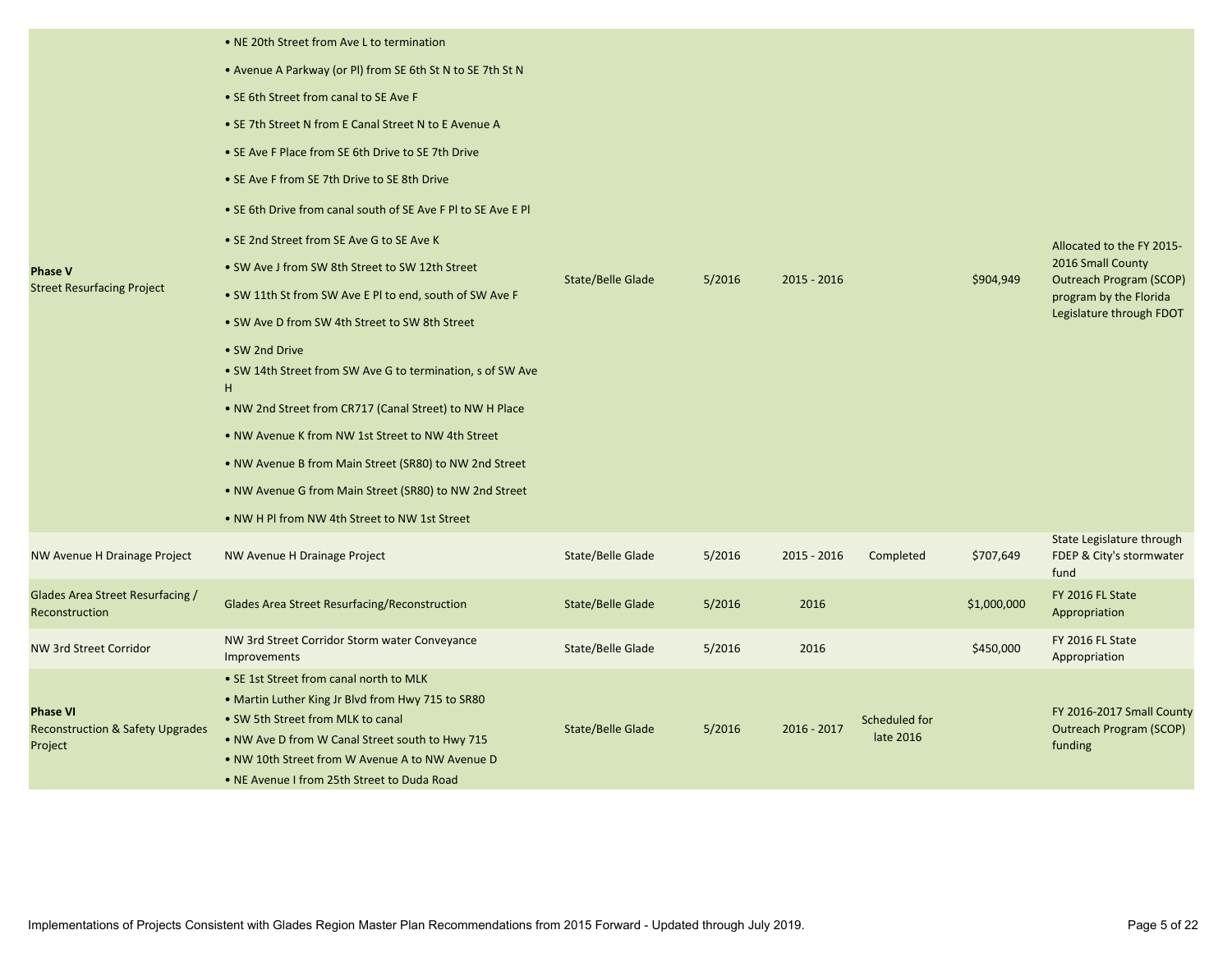| | | | | | | | |
|---|---|---|---|---|---|---|---|
| **Phase V**<br>Street Resurfacing Project | • NE 20th Street from Ave L to termination<br>• Avenue A Parkway (or Pl) from SE 6th St N to SE 7th St N<br>• SE 6th Street from canal to SE Ave F<br>• SE 7th Street N from E Canal Street N to E Avenue A<br>• SE Ave F Place from SE 6th Drive to SE 7th Drive<br>• SE Ave F from SE 7th Drive to SE 8th Drive<br>• SE 6th Drive from canal south of SE Ave F Pl to SE Ave E Pl<br>• SE 2nd Street from SE Ave G to SE Ave K<br>• SW Ave J from SW 8th Street to SW 12th Street<br>• SW 11th St from SW Ave E Pl to end, south of SW Ave F<br>• SW Ave D from SW 4th Street to SW 8th Street<br>• SW 2nd Drive<br>• SW 14th Street from SW Ave G to termination, s of SW Ave H<br>• NW 2nd Street from CR717 (Canal Street) to NW H Place<br>• NW Avenue K from NW 1st Street to NW 4th Street<br>• NW Avenue B from Main Street (SR80) to NW 2nd Street<br>• NW Avenue G from Main Street (SR80) to NW 2nd Street<br>• NW H Pl from NW 4th Street to NW 1st Street | State/Belle Glade | 5/2016 | 2015 - 2016 | | $904,949 | Allocated to the FY 2015-2016 Small County Outreach Program (SCOP) program by the Florida Legislature through FDOT |
| NW Avenue H Drainage Project | NW Avenue H Drainage Project | State/Belle Glade | 5/2016 | 2015 - 2016 | Completed | $707,649 | State Legislature through FDEP & City's stormwater fund |
| Glades Area Street Resurfacing / Reconstruction | Glades Area Street Resurfacing/Reconstruction | State/Belle Glade | 5/2016 | 2016 | | $1,000,000 | FY 2016 FL State Appropriation |
| NW 3rd Street Corridor | NW 3rd Street Corridor Storm water Conveyance Improvements | State/Belle Glade | 5/2016 | 2016 | | $450,000 | FY 2016 FL State Appropriation |
| **Phase VI**<br>Reconstruction & Safety Upgrades Project | • SE 1st Street from canal north to MLK<br>• Martin Luther King Jr Blvd from Hwy 715 to SR80<br>• SW 5th Street from MLK to canal<br>• NW Ave D from W Canal Street south to Hwy 715<br>• NW 10th Street from W Avenue A to NW Avenue D<br>• NE Avenue I from 25th Street to Duda Road | State/Belle Glade | 5/2016 | 2016 - 2017 | Scheduled for late 2016 | | FY 2016-2017 Small County Outreach Program (SCOP) funding |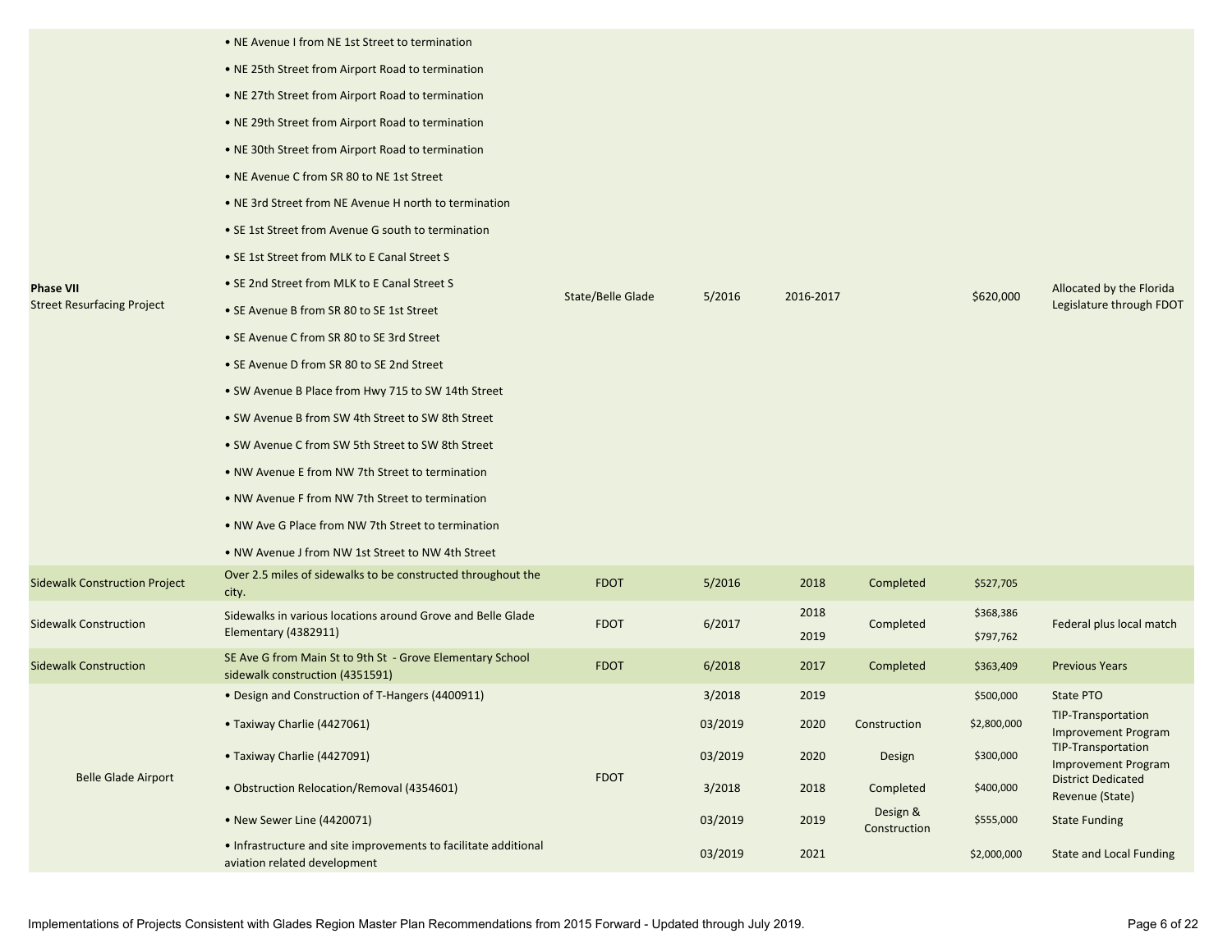| | | | | | | | |
|---|---|---|---|---|---|---|---|
| **Phase VII**<br>Street Resurfacing Project | • NE Avenue I from NE 1st Street to termination<br>• NE 25th Street from Airport Road to termination<br>• NE 27th Street from Airport Road to termination<br>• NE 29th Street from Airport Road to termination<br>• NE 30th Street from Airport Road to termination<br>• NE Avenue C from SR 80 to NE 1st Street<br>• NE 3rd Street from NE Avenue H north to termination<br>• SE 1st Street from Avenue G south to termination<br>• SE 1st Street from MLK to E Canal Street S<br>• SE 2nd Street from MLK to E Canal Street S<br>• SE Avenue B from SR 80 to SE 1st Street<br>• SE Avenue C from SR 80 to SE 3rd Street<br>• SE Avenue D from SR 80 to SE 2nd Street<br>• SW Avenue B Place from Hwy 715 to SW 14th Street<br>• SW Avenue B from SW 4th Street to SW 8th Street<br>• SW Avenue C from SW 5th Street to SW 8th Street<br>• NW Avenue E from NW 7th Street to termination<br>• NW Avenue F from NW 7th Street to termination<br>• NW Ave G Place from NW 7th Street to termination<br>• NW Avenue J from NW 1st Street to NW 4th Street | State/Belle Glade | 5/2016 | 2016-2017 | | $620,000 | Allocated by the Florida Legislature through FDOT |
| Sidewalk Construction Project | Over 2.5 miles of sidewalks to be constructed throughout the city. | FDOT | 5/2016 | 2018 | Completed | $527,705 | |
| Sidewalk Construction | Sidewalks in various locations around Grove and Belle Glade Elementary (4382911) | FDOT | 6/2017 | 2018<br>2019 | Completed | $368,386<br>$797,762 | Federal plus local match |
| Sidewalk Construction | SE Ave G from Main St to 9th St - Grove Elementary School sidewalk construction (4351591) | FDOT | 6/2018 | 2017 | Completed | $363,409 | Previous Years |
| Belle Glade Airport | • Design and Construction of T-Hangers (4400911) | FDOT | 3/2018 | 2019 | | $500,000 | State PTO |
| | • Taxiway Charlie (4427061) | | 03/2019 | 2020 | Construction | $2,800,000 | TIP-Transportation Improvement Program |
| | • Taxiway Charlie (4427091) | | 03/2019 | 2020 | Design | $300,000 | TIP-Transportation Improvement Program |
| | • Obstruction Relocation/Removal (4354601) | | 3/2018 | 2018 | Completed | $400,000 | District Dedicated Revenue (State) |
| | • New Sewer Line (4420071) | | 03/2019 | 2019 | Design & Construction | $555,000 | State Funding |
| | • Infrastructure and site improvements to facilitate additional aviation related development | | 03/2019 | 2021 | | $2,000,000 | State and Local Funding |

Implementations of Projects Consistent with Glades Region Master Plan Recommendations from 2015 Forward - Updated through July 2019.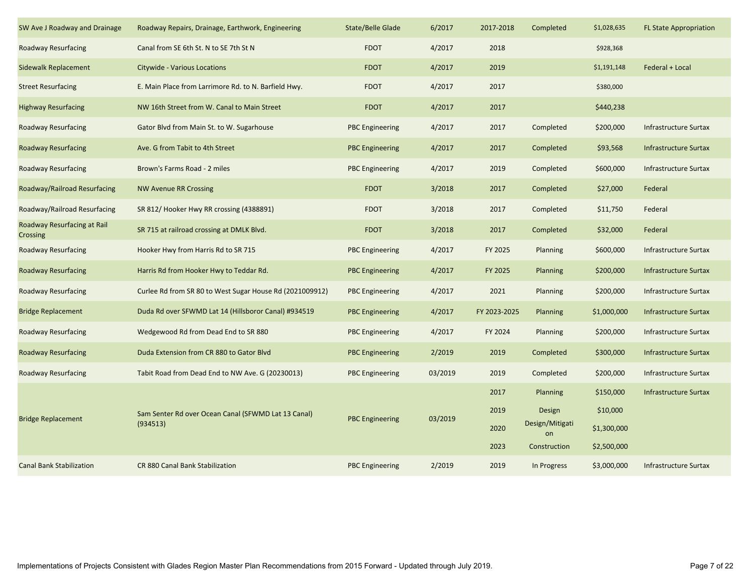| | | | | | | | |
|---|---|---|---|---|---|---|---|
| SW Ave J Roadway and Drainage | Roadway Repairs, Drainage, Earthwork, Engineering | State/Belle Glade | 6/2017 | 2017-2018 | Completed | $1,028,635 | FL State Appropriation |
| Roadway Resurfacing | Canal from SE 6th St. N to SE 7th St N | FDOT | 4/2017 | 2018 | | $928,368 | |
| Sidewalk Replacement | Citywide - Various Locations | FDOT | 4/2017 | 2019 | | $1,191,148 | Federal + Local |
| Street Resurfacing | E. Main Place from Larrimore Rd. to N. Barfield Hwy. | FDOT | 4/2017 | 2017 | | $380,000 | |
| Highway Resurfacing | NW 16th Street from W. Canal to Main Street | FDOT | 4/2017 | 2017 | | $440,238 | |
| Roadway Resurfacing | Gator Blvd from Main St. to W. Sugarhouse | PBC Engineering | 4/2017 | 2017 | Completed | $200,000 | Infrastructure Surtax |
| Roadway Resurfacing | Ave. G from Tabit to 4th Street | PBC Engineering | 4/2017 | 2017 | Completed | $93,568 | Infrastructure Surtax |
| Roadway Resurfacing | Brown's Farms Road - 2 miles | PBC Engineering | 4/2017 | 2019 | Completed | $600,000 | Infrastructure Surtax |
| Roadway/Railroad Resurfacing | NW Avenue RR Crossing | FDOT | 3/2018 | 2017 | Completed | $27,000 | Federal |
| Roadway/Railroad Resurfacing | SR 812/ Hooker Hwy RR crossing (4388891) | FDOT | 3/2018 | 2017 | Completed | $11,750 | Federal |
| Roadway Resurfacing at Rail Crossing | SR 715 at railroad crossing at DMLK Blvd. | FDOT | 3/2018 | 2017 | Completed | $32,000 | Federal |
| Roadway Resurfacing | Hooker Hwy from Harris Rd to SR 715 | PBC Engineering | 4/2017 | FY 2025 | Planning | $600,000 | Infrastructure Surtax |
| Roadway Resurfacing | Harris Rd from Hooker Hwy to Teddar Rd. | PBC Engineering | 4/2017 | FY 2025 | Planning | $200,000 | Infrastructure Surtax |
| Roadway Resurfacing | Curlee Rd from SR 80 to West Sugar House Rd (2021009912) | PBC Engineering | 4/2017 | 2021 | Planning | $200,000 | Infrastructure Surtax |
| Bridge Replacement | Duda Rd over SFWMD Lat 14 (Hillsboror Canal) #934519 | PBC Engineering | 4/2017 | FY 2023-2025 | Planning | $1,000,000 | Infrastructure Surtax |
| Roadway Resurfacing | Wedgewood Rd from Dead End to SR 880 | PBC Engineering | 4/2017 | FY 2024 | Planning | $200,000 | Infrastructure Surtax |
| Roadway Resurfacing | Duda Extension from CR 880 to Gator Blvd | PBC Engineering | 2/2019 | 2019 | Completed | $300,000 | Infrastructure Surtax |
| Roadway Resurfacing | Tabit Road from Dead End to NW Ave. G (20230013) | PBC Engineering | 03/2019 | 2019 | Completed | $200,000 | Infrastructure Surtax |
| Bridge Replacement | Sam Senter Rd over Ocean Canal (SFWMD Lat 13 Canal) (934513) | PBC Engineering | 03/2019 | 2017 | Planning | $150,000 | Infrastructure Surtax |
| | | | | 2019 | Design | $10,000 | |
| | | | | 2020 | Design/Mitigation | $1,300,000 | |
| | | | | 2023 | Construction | $2,500,000 | |
| Canal Bank Stabilization | CR 880 Canal Bank Stabilization | PBC Engineering | 2/2019 | 2019 | In Progress | $3,000,000 | Infrastructure Surtax |

Implementations of Projects Consistent with Glades Region Master Plan Recommendations from 2015 Forward - Updated through July 2019.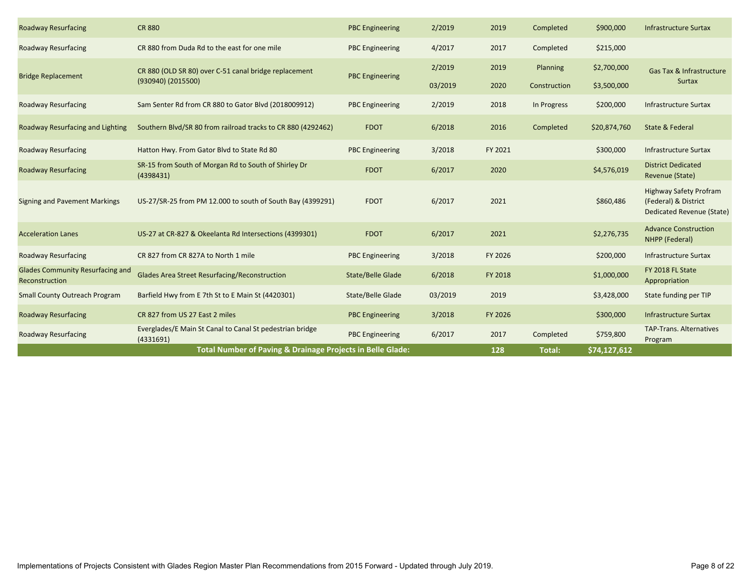| | | | | | | | |
|---|---|---|---|---|---|---|---|
| Roadway Resurfacing | CR 880 | PBC Engineering | 2/2019 | 2019 | Completed | $900,000 | Infrastructure Surtax |
| Roadway Resurfacing | CR 880 from Duda Rd to the east for one mile | PBC Engineering | 4/2017 | 2017 | Completed | $215,000 | |
| Bridge Replacement | CR 880 (OLD SR 80) over C-51 canal bridge replacement (930940) (2015500) | PBC Engineering | 2/2019 | 2019 | Planning | $2,700,000 | Gas Tax & Infrastructure Surtax |
| | | | 03/2019 | 2020 | Construction | $3,500,000 | |
| Roadway Resurfacing | Sam Senter Rd from CR 880 to Gator Blvd (2018009912) | PBC Engineering | 2/2019 | 2018 | In Progress | $200,000 | Infrastructure Surtax |
| Roadway Resurfacing and Lighting | Southern Blvd/SR 80 from railroad tracks to CR 880 (4292462) | FDOT | 6/2018 | 2016 | Completed | $20,874,760 | State & Federal |
| Roadway Resurfacing | Hatton Hwy. From Gator Blvd to State Rd 80 | PBC Engineering | 3/2018 | FY 2021 | | $300,000 | Infrastructure Surtax |
| Roadway Resurfacing | SR-15 from South of Morgan Rd to South of Shirley Dr (4398431) | FDOT | 6/2017 | 2020 | | $4,576,019 | District Dedicated Revenue (State) |
| Signing and Pavement Markings | US-27/SR-25 from PM 12.000 to south of South Bay (4399291) | FDOT | 6/2017 | 2021 | | $860,486 | Highway Safety Profram (Federal) & District Dedicated Revenue (State) |
| Acceleration Lanes | US-27 at CR-827 & Okeelanta Rd Intersections (4399301) | FDOT | 6/2017 | 2021 | | $2,276,735 | Advance Construction NHPP (Federal) |
| Roadway Resurfacing | CR 827 from CR 827A to North 1 mile | PBC Engineering | 3/2018 | FY 2026 | | $200,000 | Infrastructure Surtax |
| Glades Community Resurfacing and Reconstruction | Glades Area Street Resurfacing/Reconstruction | State/Belle Glade | 6/2018 | FY 2018 | | $1,000,000 | FY 2018 FL State Appropriation |
| Small County Outreach Program | Barfield Hwy from E 7th St to E Main St (4420301) | State/Belle Glade | 03/2019 | 2019 | | $3,428,000 | State funding per TIP |
| Roadway Resurfacing | CR 827 from US 27 East 2 miles | PBC Engineering | 3/2018 | FY 2026 | | $300,000 | Infrastructure Surtax |
| Roadway Resurfacing | Everglades/E Main St Canal to Canal St pedestrian bridge (4331691) | PBC Engineering | 6/2017 | 2017 | Completed | $759,800 | TAP-Trans. Alternatives Program |
| | **Total Number of Paving & Drainage Projects in Belle Glade:** | | | **128** | **Total:** | **$74,127,612** | |

Implementations of Projects Consistent with Glades Region Master Plan Recommendations from 2015 Forward - Updated through July 2019.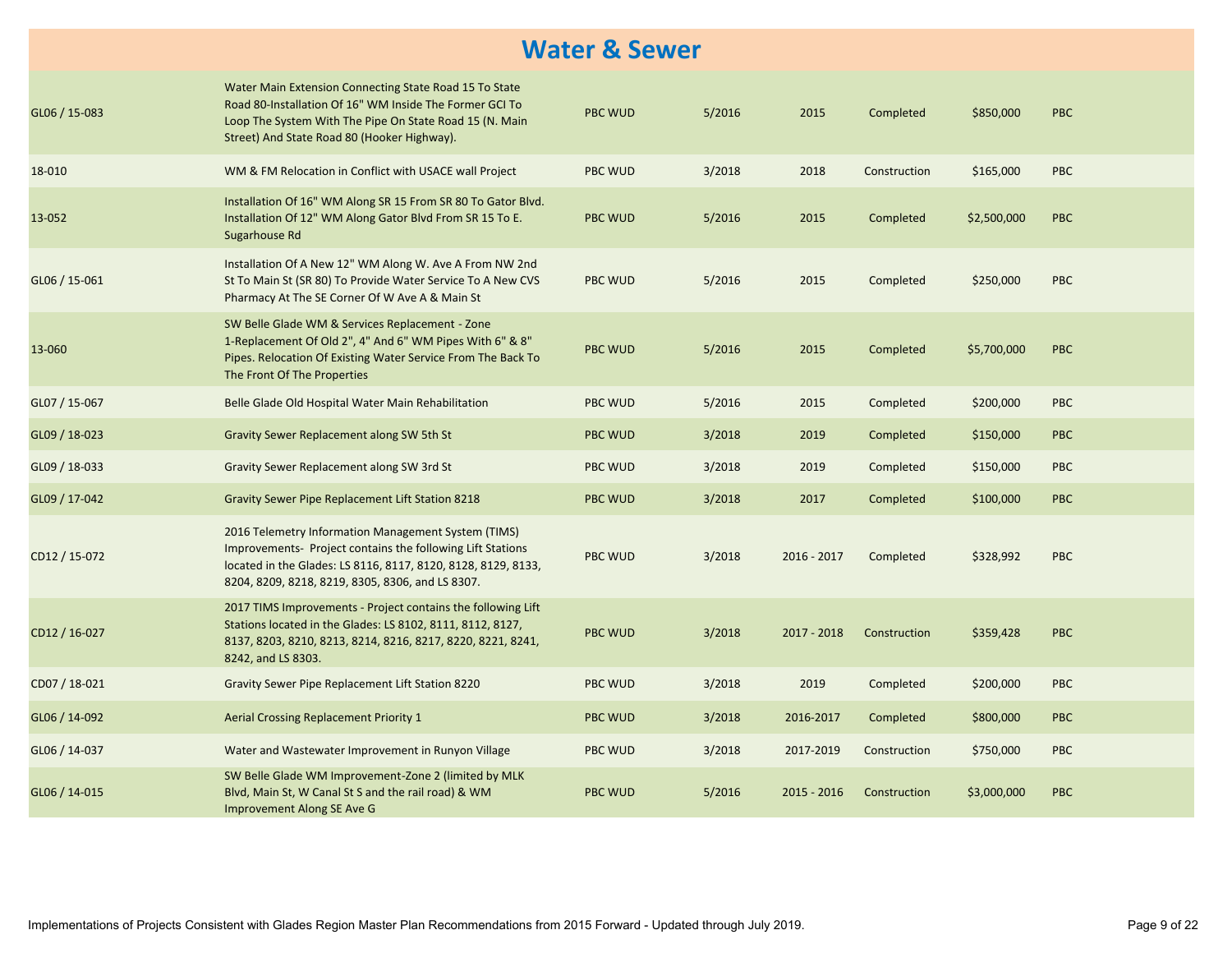# Water & Sewer

| | | | | | | | |
|---|---|---|---|---|---|---|---|
| GL06 / 15-083 | Water Main Extension Connecting State Road 15 To State Road 80-Installation Of 16" WM Inside The Former GCI To Loop The System With The Pipe On State Road 15 (N. Main Street) And State Road 80 (Hooker Highway). | PBC WUD | 5/2016 | 2015 | Completed | $850,000 | PBC |
| 18-010 | WM & FM Relocation in Conflict with USACE wall Project | PBC WUD | 3/2018 | 2018 | Construction | $165,000 | PBC |
| 13-052 | Installation Of 16" WM Along SR 15 From SR 80 To Gator Blvd. Installation Of 12" WM Along Gator Blvd From SR 15 To E. Sugarhouse Rd | PBC WUD | 5/2016 | 2015 | Completed | $2,500,000 | PBC |
| GL06 / 15-061 | Installation Of A New 12" WM Along W. Ave A From NW 2nd St To Main St (SR 80) To Provide Water Service To A New CVS Pharmacy At The SE Corner Of W Ave A & Main St | PBC WUD | 5/2016 | 2015 | Completed | $250,000 | PBC |
| 13-060 | SW Belle Glade WM & Services Replacement - Zone 1-Replacement Of Old 2", 4" And 6" WM Pipes With 6" & 8" Pipes. Relocation Of Existing Water Service From The Back To The Front Of The Properties | PBC WUD | 5/2016 | 2015 | Completed | $5,700,000 | PBC |
| GL07 / 15-067 | Belle Glade Old Hospital Water Main Rehabilitation | PBC WUD | 5/2016 | 2015 | Completed | $200,000 | PBC |
| GL09 / 18-023 | Gravity Sewer Replacement along SW 5th St | PBC WUD | 3/2018 | 2019 | Completed | $150,000 | PBC |
| GL09 / 18-033 | Gravity Sewer Replacement along SW 3rd St | PBC WUD | 3/2018 | 2019 | Completed | $150,000 | PBC |
| GL09 / 17-042 | Gravity Sewer Pipe Replacement Lift Station 8218 | PBC WUD | 3/2018 | 2017 | Completed | $100,000 | PBC |
| CD12 / 15-072 | 2016 Telemetry Information Management System (TIMS) Improvements- Project contains the following Lift Stations located in the Glades: LS 8116, 8117, 8120, 8128, 8129, 8133, 8204, 8209, 8218, 8219, 8305, 8306, and LS 8307. | PBC WUD | 3/2018 | 2016 - 2017 | Completed | $328,992 | PBC |
| CD12 / 16-027 | 2017 TIMS Improvements - Project contains the following Lift Stations located in the Glades: LS 8102, 8111, 8112, 8127, 8137, 8203, 8210, 8213, 8214, 8216, 8217, 8220, 8221, 8241, 8242, and LS 8303. | PBC WUD | 3/2018 | 2017 - 2018 | Construction | $359,428 | PBC |
| CD07 / 18-021 | Gravity Sewer Pipe Replacement Lift Station 8220 | PBC WUD | 3/2018 | 2019 | Completed | $200,000 | PBC |
| GL06 / 14-092 | Aerial Crossing Replacement Priority 1 | PBC WUD | 3/2018 | 2016-2017 | Completed | $800,000 | PBC |
| GL06 / 14-037 | Water and Wastewater Improvement in Runyon Village | PBC WUD | 3/2018 | 2017-2019 | Construction | $750,000 | PBC |
| GL06 / 14-015 | SW Belle Glade WM Improvement-Zone 2 (limited by MLK Blvd, Main St, W Canal St S and the rail road) & WM Improvement Along SE Ave G | PBC WUD | 5/2016 | 2015 - 2016 | Construction | $3,000,000 | PBC |

Implementations of Projects Consistent with Glades Region Master Plan Recommendations from 2015 Forward - Updated through July 2019.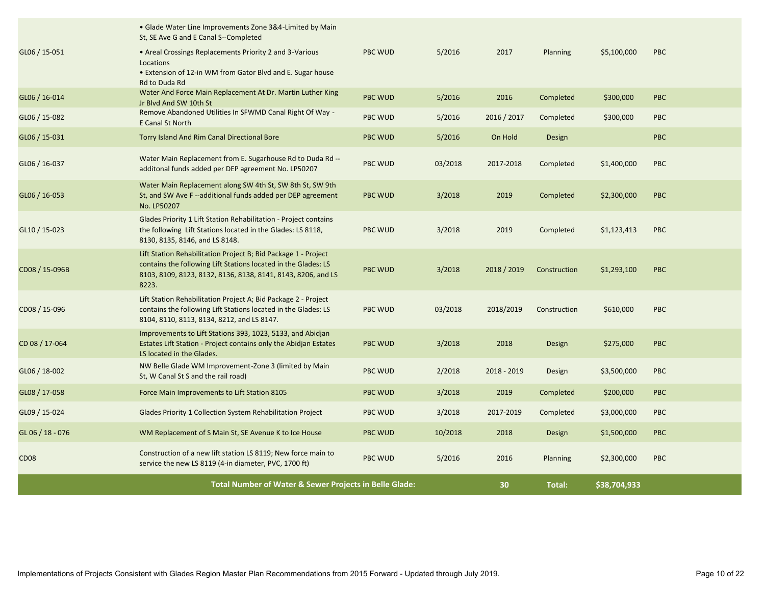| | | | | | | | |
|---|---|---|---|---|---|---|---|
| GL06 / 15-051 | • Glade Water Line Improvements Zone 3&4-Limited by Main St, SE Ave G and E Canal S--Completed<br>• Areal Crossings Replacements Priority 2 and 3-Various Locations<br>• Extension of 12-in WM from Gator Blvd and E. Sugar house Rd to Duda Rd | PBC WUD | 5/2016 | 2017 | Planning | $5,100,000 | PBC |
| GL06 / 16-014 | Water And Force Main Replacement At Dr. Martin Luther King Jr Blvd And SW 10th St | PBC WUD | 5/2016 | 2016 | Completed | $300,000 | PBC |
| GL06 / 15-082 | Remove Abandoned Utilities In SFWMD Canal Right Of Way - E Canal St North | PBC WUD | 5/2016 | 2016 / 2017 | Completed | $300,000 | PBC |
| GL06 / 15-031 | Torry Island And Rim Canal Directional Bore | PBC WUD | 5/2016 | On Hold | Design | | PBC |
| GL06 / 16-037 | Water Main Replacement from E. Sugarhouse Rd to Duda Rd --additonal funds added per DEP agreement No. LP50207 | PBC WUD | 03/2018 | 2017-2018 | Completed | $1,400,000 | PBC |
| GL06 / 16-053 | Water Main Replacement along SW 4th St, SW 8th St, SW 9th St, and SW Ave F --additional funds added per DEP agreement No. LP50207 | PBC WUD | 3/2018 | 2019 | Completed | $2,300,000 | PBC |
| GL10 / 15-023 | Glades Priority 1 Lift Station Rehabilitation - Project contains the following Lift Stations located in the Glades: LS 8118, 8130, 8135, 8146, and LS 8148. | PBC WUD | 3/2018 | 2019 | Completed | $1,123,413 | PBC |
| CD08 / 15-096B | Lift Station Rehabilitation Project B; Bid Package 1 - Project contains the following Lift Stations located in the Glades: LS 8103, 8109, 8123, 8132, 8136, 8138, 8141, 8143, 8206, and LS 8223. | PBC WUD | 3/2018 | 2018 / 2019 | Construction | $1,293,100 | PBC |
| CD08 / 15-096 | Lift Station Rehabilitation Project A; Bid Package 2 - Project contains the following Lift Stations located in the Glades: LS 8104, 8110, 8113, 8134, 8212, and LS 8147. | PBC WUD | 03/2018 | 2018/2019 | Construction | $610,000 | PBC |
| CD 08 / 17-064 | Improvements to Lift Stations 393, 1023, 5133, and Abidjan Estates Lift Station - Project contains only the Abidjan Estates LS located in the Glades. | PBC WUD | 3/2018 | 2018 | Design | $275,000 | PBC |
| GL06 / 18-002 | NW Belle Glade WM Improvement-Zone 3 (limited by Main St, W Canal St S and the rail road) | PBC WUD | 2/2018 | 2018 - 2019 | Design | $3,500,000 | PBC |
| GL08 / 17-058 | Force Main Improvements to Lift Station 8105 | PBC WUD | 3/2018 | 2019 | Completed | $200,000 | PBC |
| GL09 / 15-024 | Glades Priority 1 Collection System Rehabilitation Project | PBC WUD | 3/2018 | 2017-2019 | Completed | $3,000,000 | PBC |
| GL 06 / 18 - 076 | WM Replacement of S Main St, SE Avenue K to Ice House | PBC WUD | 10/2018 | 2018 | Design | $1,500,000 | PBC |
| CD08 | Construction of a new lift station LS 8119; New force main to service the new LS 8119 (4-in diameter, PVC, 1700 ft) | PBC WUD | 5/2016 | 2016 | Planning | $2,300,000 | PBC |
| | **Total Number of Water & Sewer Projects in Belle Glade:** | | | **30** | **Total:** | **$38,704,933** | |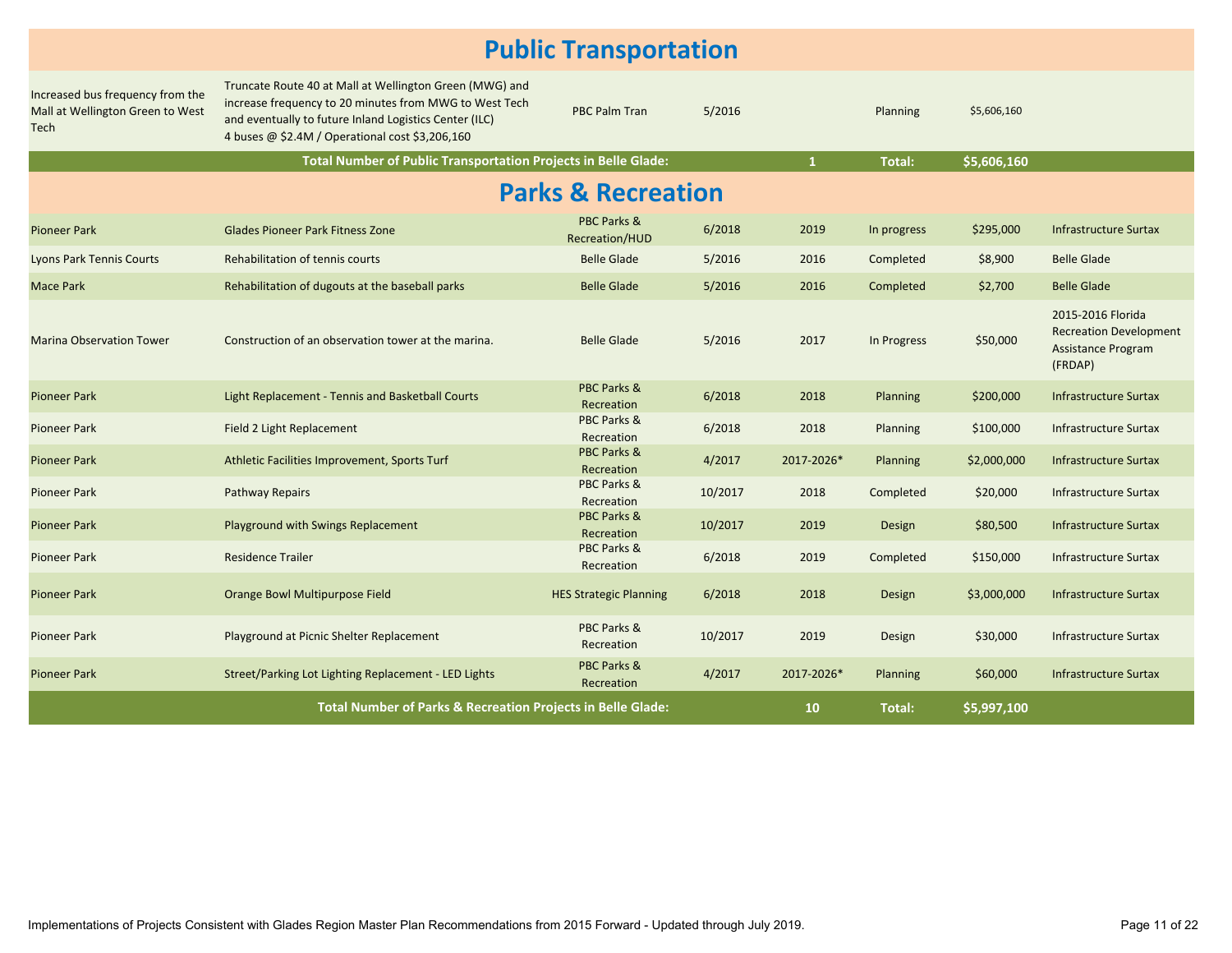## Public Transportation

| | | | | | | | |
|---|---|---|---|---|---|---|---|
| Increased bus frequency from the Mall at Wellington Green to West Tech | Truncate Route 40 at Mall at Wellington Green (MWG) and increase frequency to 20 minutes from MWG to West Tech and eventually to future Inland Logistics Center (ILC) 4 buses @ $2.4M / Operational cost $3,206,160 | PBC Palm Tran | 5/2016 | | Planning | $5,606,160 | |
| | **Total Number of Public Transportation Projects in Belle Glade:** | | | **1** | **Total:** | **$5,606,160** | |

## Parks & Recreation

| | | | | | | | |
|---|---|---|---|---|---|---|---|
| Pioneer Park | Glades Pioneer Park Fitness Zone | PBC Parks & Recreation/HUD | 6/2018 | 2019 | In progress | $295,000 | Infrastructure Surtax |
| Lyons Park Tennis Courts | Rehabilitation of tennis courts | Belle Glade | 5/2016 | 2016 | Completed | $8,900 | Belle Glade |
| Mace Park | Rehabilitation of dugouts at the baseball parks | Belle Glade | 5/2016 | 2016 | Completed | $2,700 | Belle Glade |
| Marina Observation Tower | Construction of an observation tower at the marina. | Belle Glade | 5/2016 | 2017 | In Progress | $50,000 | 2015-2016 Florida Recreation Development Assistance Program (FRDAP) |
| Pioneer Park | Light Replacement - Tennis and Basketball Courts | PBC Parks & Recreation | 6/2018 | 2018 | Planning | $200,000 | Infrastructure Surtax |
| Pioneer Park | Field 2 Light Replacement | PBC Parks & Recreation | 6/2018 | 2018 | Planning | $100,000 | Infrastructure Surtax |
| Pioneer Park | Athletic Facilities Improvement, Sports Turf | PBC Parks & Recreation | 4/2017 | 2017-2026* | Planning | $2,000,000 | Infrastructure Surtax |
| Pioneer Park | Pathway Repairs | PBC Parks & Recreation | 10/2017 | 2018 | Completed | $20,000 | Infrastructure Surtax |
| Pioneer Park | Playground with Swings Replacement | PBC Parks & Recreation | 10/2017 | 2019 | Design | $80,500 | Infrastructure Surtax |
| Pioneer Park | Residence Trailer | PBC Parks & Recreation | 6/2018 | 2019 | Completed | $150,000 | Infrastructure Surtax |
| Pioneer Park | Orange Bowl Multipurpose Field | HES Strategic Planning | 6/2018 | 2018 | Design | $3,000,000 | Infrastructure Surtax |
| Pioneer Park | Playground at Picnic Shelter Replacement | PBC Parks & Recreation | 10/2017 | 2019 | Design | $30,000 | Infrastructure Surtax |
| Pioneer Park | Street/Parking Lot Lighting Replacement - LED Lights | PBC Parks & Recreation | 4/2017 | 2017-2026* | Planning | $60,000 | Infrastructure Surtax |
| | **Total Number of Parks & Recreation Projects in Belle Glade:** | | | **10** | **Total:** | **$5,997,100** | |

Implementations of Projects Consistent with Glades Region Master Plan Recommendations from 2015 Forward - Updated through July 2019.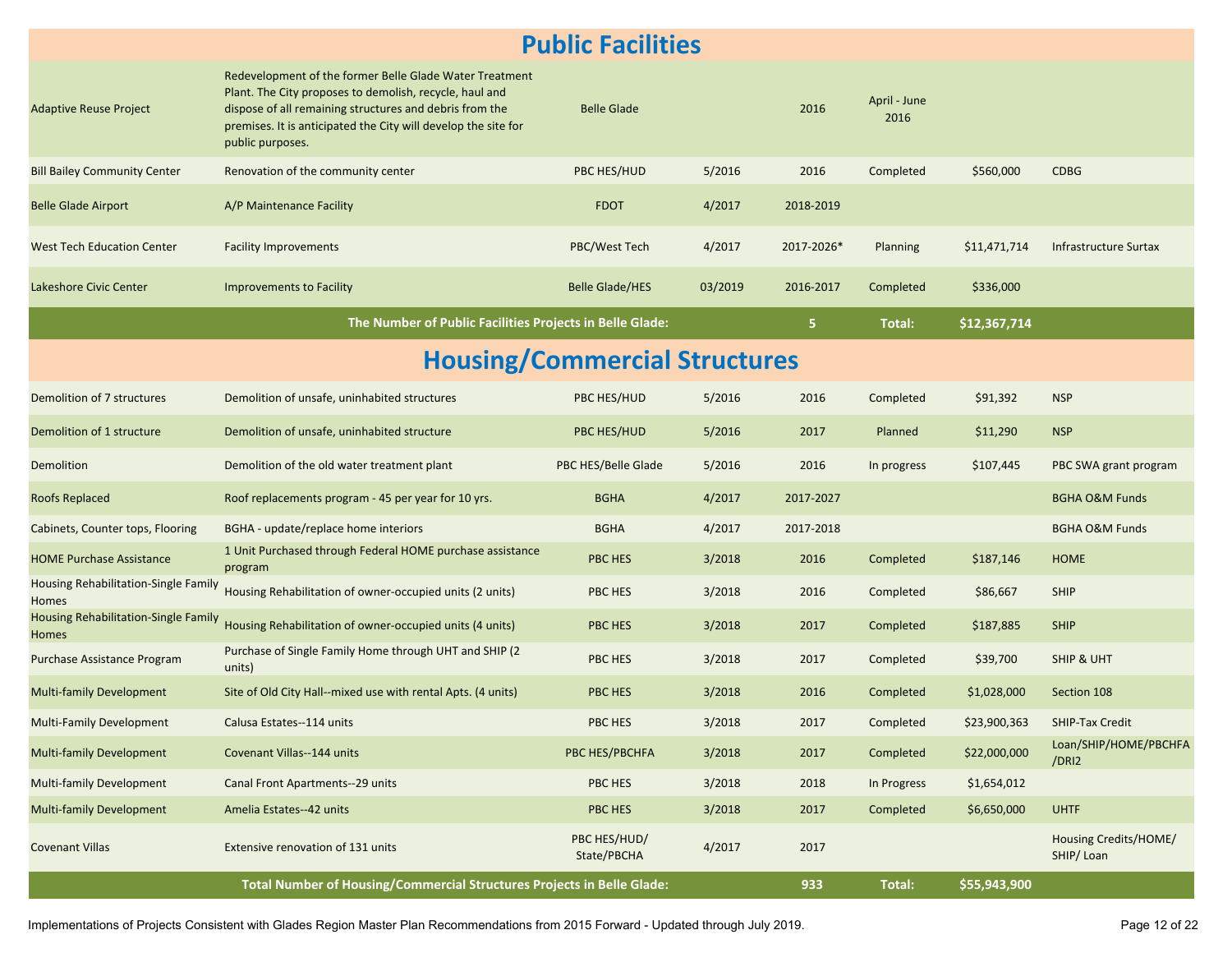## Public Facilities

| | | | | | | | |
|---|---|---|---|---|---|---|---|
| Adaptive Reuse Project | Redevelopment of the former Belle Glade Water Treatment Plant. The City proposes to demolish, recycle, haul and dispose of all remaining structures and debris from the premises. It is anticipated the City will develop the site for public purposes. | Belle Glade | | 2016 | April - June 2016 | | |
| Bill Bailey Community Center | Renovation of the community center | PBC HES/HUD | 5/2016 | 2016 | Completed | $560,000 | CDBG |
| Belle Glade Airport | A/P Maintenance Facility | FDOT | 4/2017 | 2018-2019 | | | |
| West Tech Education Center | Facility Improvements | PBC/West Tech | 4/2017 | 2017-2026* | Planning | $11,471,714 | Infrastructure Surtax |
| Lakeshore Civic Center | Improvements to Facility | Belle Glade/HES | 03/2019 | 2016-2017 | Completed | $336,000 | |
| **The Number of Public Facilities Projects in Belle Glade:** | | | | **5** | **Total:** | **$12,367,714** | |

## Housing/Commercial Structures

| | | | | | | | |
|---|---|---|---|---|---|---|---|
| Demolition of 7 structures | Demolition of unsafe, uninhabited structures | PBC HES/HUD | 5/2016 | 2016 | Completed | $91,392 | NSP |
| Demolition of 1 structure | Demolition of unsafe, uninhabited structure | PBC HES/HUD | 5/2016 | 2017 | Planned | $11,290 | NSP |
| Demolition | Demolition of the old water treatment plant | PBC HES/Belle Glade | 5/2016 | 2016 | In progress | $107,445 | PBC SWA grant program |
| Roofs Replaced | Roof replacements program - 45 per year for 10 yrs. | BGHA | 4/2017 | 2017-2027 | | | BGHA O&M Funds |
| Cabinets, Counter tops, Flooring | BGHA - update/replace home interiors | BGHA | 4/2017 | 2017-2018 | | | BGHA O&M Funds |
| HOME Purchase Assistance | 1 Unit Purchased through Federal HOME purchase assistance program | PBC HES | 3/2018 | 2016 | Completed | $187,146 | HOME |
| Housing Rehabilitation-Single Family Homes | Housing Rehabilitation of owner-occupied units (2 units) | PBC HES | 3/2018 | 2016 | Completed | $86,667 | SHIP |
| Housing Rehabilitation-Single Family Homes | Housing Rehabilitation of owner-occupied units (4 units) | PBC HES | 3/2018 | 2017 | Completed | $187,885 | SHIP |
| Purchase Assistance Program | Purchase of Single Family Home through UHT and SHIP (2 units) | PBC HES | 3/2018 | 2017 | Completed | $39,700 | SHIP & UHT |
| Multi-family Development | Site of Old City Hall--mixed use with rental Apts. (4 units) | PBC HES | 3/2018 | 2016 | Completed | $1,028,000 | Section 108 |
| Multi-Family Development | Calusa Estates--114 units | PBC HES | 3/2018 | 2017 | Completed | $23,900,363 | SHIP-Tax Credit |
| Multi-family Development | Covenant Villas--144 units | PBC HES/PBCHFA | 3/2018 | 2017 | Completed | $22,000,000 | Loan/SHIP/HOME/PBCHFA/DRI2 |
| Multi-family Development | Canal Front Apartments--29 units | PBC HES | 3/2018 | 2018 | In Progress | $1,654,012 | |
| Multi-family Development | Amelia Estates--42 units | PBC HES | 3/2018 | 2017 | Completed | $6,650,000 | UHTF |
| Covenant Villas | Extensive renovation of 131 units | PBC HES/HUD/State/PBCHA | 4/2017 | 2017 | | | Housing Credits/HOME/SHIP/ Loan |
| **Total Number of Housing/Commercial Structures Projects in Belle Glade:** | | | | **933** | **Total:** | **$55,943,900** | |

Implementations of Projects Consistent with Glades Region Master Plan Recommendations from 2015 Forward - Updated through July 2019.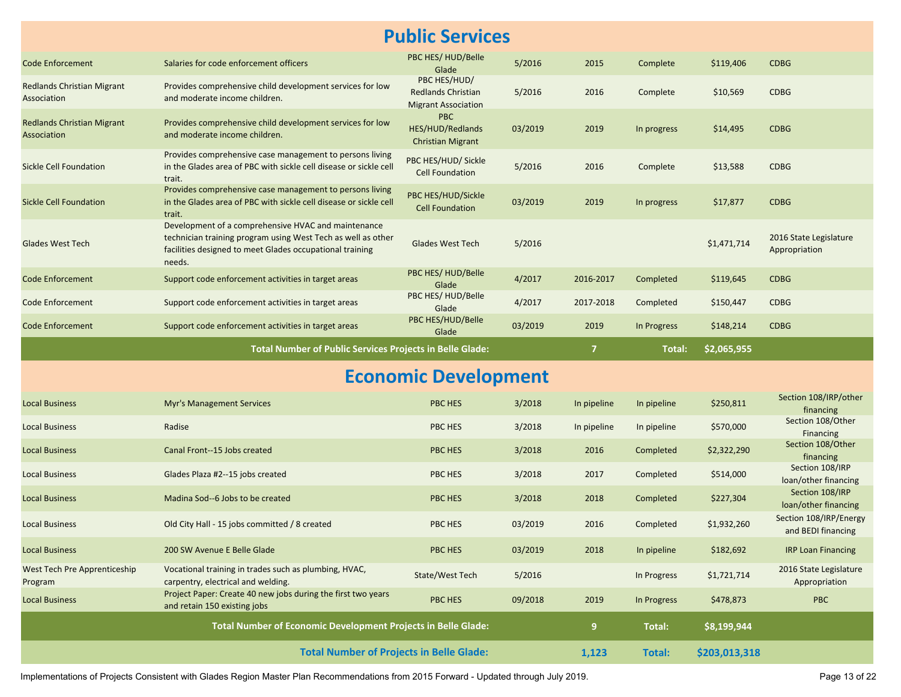## Public Services

| | | | | | | | |
|---|---|---|---|---|---|---|---|
| Code Enforcement | Salaries for code enforcement officers | PBC HES/ HUD/Belle Glade | 5/2016 | 2015 | Complete | $119,406 | CDBG |
| Redlands Christian Migrant Association | Provides comprehensive child development services for low and moderate income children. | PBC HES/HUD/ Redlands Christian Migrant Association | 5/2016 | 2016 | Complete | $10,569 | CDBG |
| Redlands Christian Migrant Association | Provides comprehensive child development services for low and moderate income children. | PBC HES/HUD/Redlands Christian Migrant | 03/2019 | 2019 | In progress | $14,495 | CDBG |
| Sickle Cell Foundation | Provides comprehensive case management to persons living in the Glades area of PBC with sickle cell disease or sickle cell trait. | PBC HES/HUD/ Sickle Cell Foundation | 5/2016 | 2016 | Complete | $13,588 | CDBG |
| Sickle Cell Foundation | Provides comprehensive case management to persons living in the Glades area of PBC with sickle cell disease or sickle cell trait. | PBC HES/HUD/Sickle Cell Foundation | 03/2019 | 2019 | In progress | $17,877 | CDBG |
| Glades West Tech | Development of a comprehensive HVAC and maintenance technician training program using West Tech as well as other facilities designed to meet Glades occupational training needs. | Glades West Tech | 5/2016 | | | $1,471,714 | 2016 State Legislature Appropriation |
| Code Enforcement | Support code enforcement activities in target areas | PBC HES/ HUD/Belle Glade | 4/2017 | 2016-2017 | Completed | $119,645 | CDBG |
| Code Enforcement | Support code enforcement activities in target areas | PBC HES/ HUD/Belle Glade | 4/2017 | 2017-2018 | Completed | $150,447 | CDBG |
| Code Enforcement | Support code enforcement activities in target areas | PBC HES/HUD/Belle Glade | 03/2019 | 2019 | In Progress | $148,214 | CDBG |
| **Total Number of Public Services Projects in Belle Glade:** | | | | **7** | **Total:** | **$2,065,955** | |

## Economic Development

| | | | | | | | |
|---|---|---|---|---|---|---|---|
| Local Business | Myr's Management Services | PBC HES | 3/2018 | In pipeline | In pipeline | $250,811 | Section 108/IRP/other financing |
| Local Business | Radise | PBC HES | 3/2018 | In pipeline | In pipeline | $570,000 | Section 108/Other Financing |
| Local Business | Canal Front--15 Jobs created | PBC HES | 3/2018 | 2016 | Completed | $2,322,290 | Section 108/Other financing |
| Local Business | Glades Plaza #2--15 jobs created | PBC HES | 3/2018 | 2017 | Completed | $514,000 | Section 108/IRP loan/other financing |
| Local Business | Madina Sod--6 Jobs to be created | PBC HES | 3/2018 | 2018 | Completed | $227,304 | Section 108/IRP loan/other financing |
| Local Business | Old City Hall - 15 jobs committed / 8 created | PBC HES | 03/2019 | 2016 | Completed | $1,932,260 | Section 108/IRP/Energy and BEDI financing |
| Local Business | 200 SW Avenue E Belle Glade | PBC HES | 03/2019 | 2018 | In pipeline | $182,692 | IRP Loan Financing |
| West Tech Pre Apprenticeship Program | Vocational training in trades such as plumbing, HVAC, carpentry, electrical and welding. | State/West Tech | 5/2016 | | In Progress | $1,721,714 | 2016 State Legislature Appropriation |
| Local Business | Project Paper: Create 40 new jobs during the first two years and retain 150 existing jobs | PBC HES | 09/2018 | 2019 | In Progress | $478,873 | PBC |
| **Total Number of Economic Development Projects in Belle Glade:** | | | | **9** | **Total:** | **$8,199,944** | |
| **Total Number of Projects in Belle Glade:** | | | | **1,123** | **Total:** | **$203,013,318** | |

Implementations of Projects Consistent with Glades Region Master Plan Recommendations from 2015 Forward - Updated through July 2019.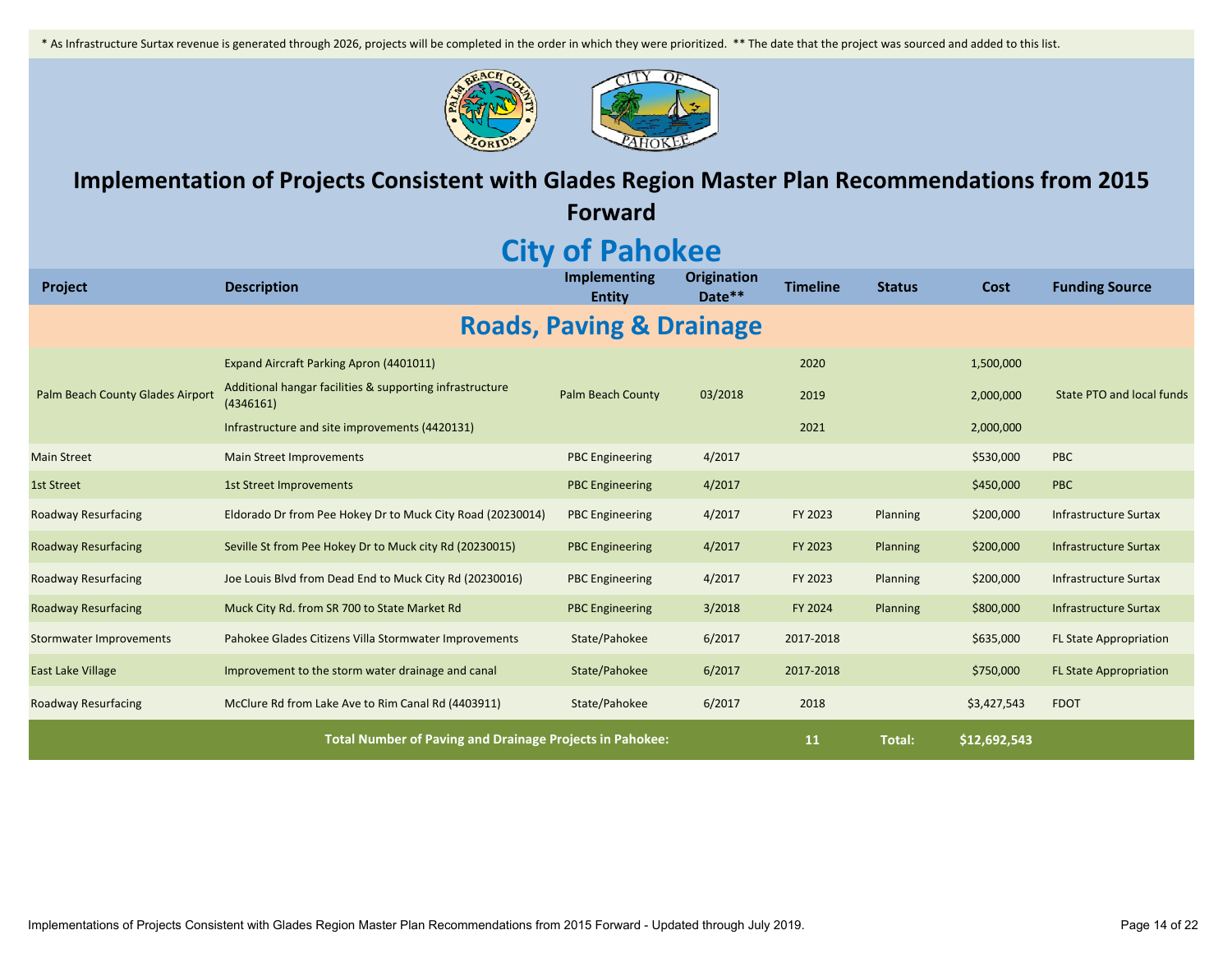* As Infrastructure Surtax revenue is generated through 2026, projects will be completed in the order in which they were prioritized. ** The date that the project was sourced and added to this list.

# Implementation of Projects Consistent with Glades Region Master Plan Recommendations from 2015 Forward

## City of Pahokee

| Project | Description | Implementing Entity | Origination Date** | Timeline | Status | Cost | Funding Source |
|---|---|---|---|---|---|---|---|
| **Roads, Paving & Drainage** | | | | | | | |
| Palm Beach County Glades Airport | Expand Aircraft Parking Apron (4401011) | Palm Beach County | 03/2018 | 2020 | | 1,500,000 | State PTO and local funds |
| | Additional hangar facilities & supporting infrastructure (4346161) | | | 2019 | | 2,000,000 | |
| | Infrastructure and site improvements (4420131) | | | 2021 | | 2,000,000 | |
| Main Street | Main Street Improvements | PBC Engineering | 4/2017 | | | $530,000 | PBC |
| 1st Street | 1st Street Improvements | PBC Engineering | 4/2017 | | | $450,000 | PBC |
| Roadway Resurfacing | Eldorado Dr from Pee Hokey Dr to Muck City Road (20230014) | PBC Engineering | 4/2017 | FY 2023 | Planning | $200,000 | Infrastructure Surtax |
| Roadway Resurfacing | Seville St from Pee Hokey Dr to Muck city Rd (20230015) | PBC Engineering | 4/2017 | FY 2023 | Planning | $200,000 | Infrastructure Surtax |
| Roadway Resurfacing | Joe Louis Blvd from Dead End to Muck City Rd (20230016) | PBC Engineering | 4/2017 | FY 2023 | Planning | $200,000 | Infrastructure Surtax |
| Roadway Resurfacing | Muck City Rd. from SR 700 to State Market Rd | PBC Engineering | 3/2018 | FY 2024 | Planning | $800,000 | Infrastructure Surtax |
| Stormwater Improvements | Pahokee Glades Citizens Villa Stormwater Improvements | State/Pahokee | 6/2017 | 2017-2018 | | $635,000 | FL State Appropriation |
| East Lake Village | Improvement to the storm water drainage and canal | State/Pahokee | 6/2017 | 2017-2018 | | $750,000 | FL State Appropriation |
| Roadway Resurfacing | McClure Rd from Lake Ave to Rim Canal Rd (4403911) | State/Pahokee | 6/2017 | 2018 | | $3,427,543 | FDOT |
| **Total Number of Paving and Drainage Projects in Pahokee:** | | | | **11** | **Total:** | **$12,692,543** | |

Implementations of Projects Consistent with Glades Region Master Plan Recommendations from 2015 Forward - Updated through July 2019.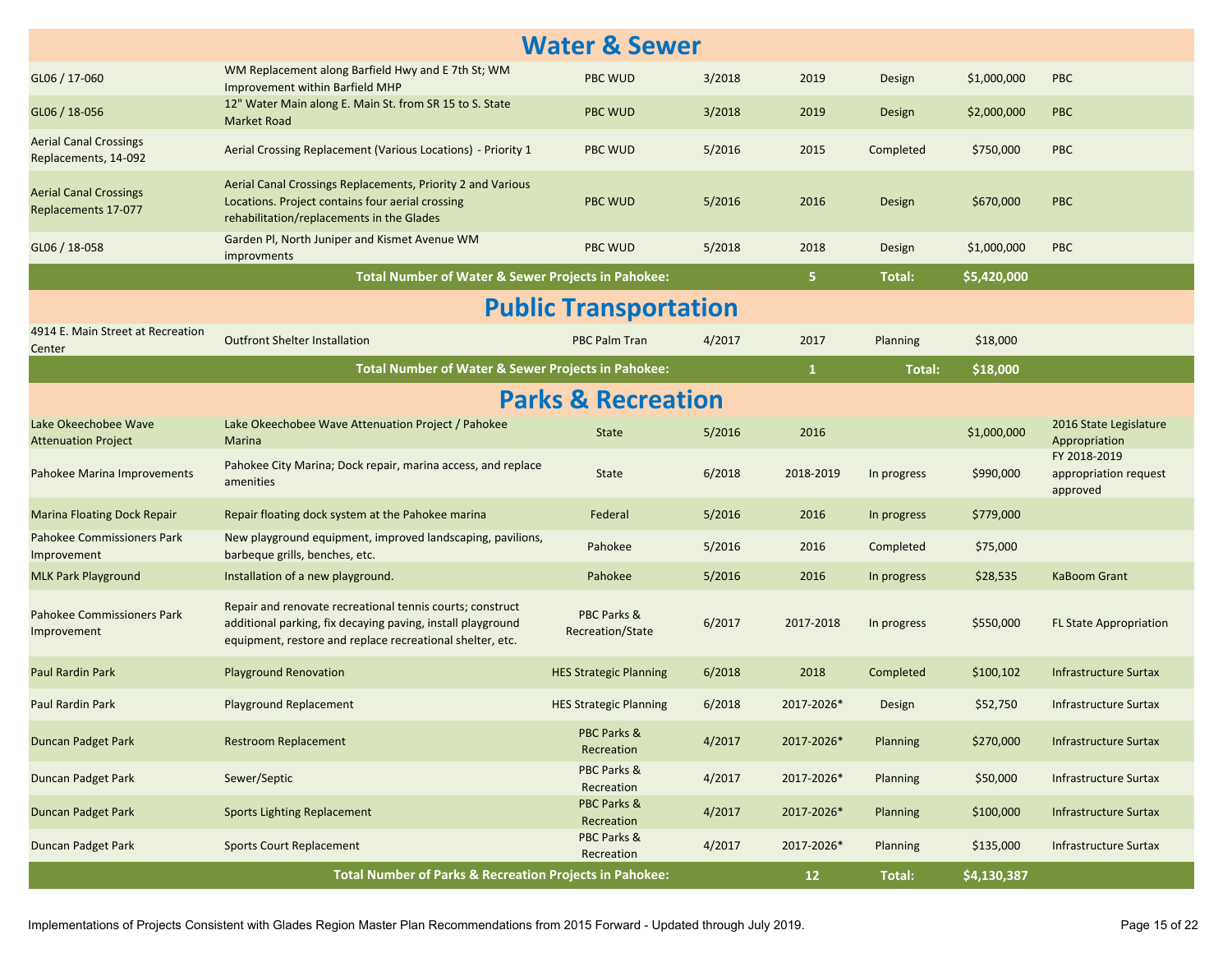## Water & Sewer

| | | | | | | | |
|---|---|---|---|---|---|---|---|
| GL06 / 17-060 | WM Replacement along Barfield Hwy and E 7th St; WM Improvement within Barfield MHP | PBC WUD | 3/2018 | 2019 | Design | $1,000,000 | PBC |
| GL06 / 18-056 | 12" Water Main along E. Main St. from SR 15 to S. State Market Road | PBC WUD | 3/2018 | 2019 | Design | $2,000,000 | PBC |
| Aerial Canal Crossings Replacements, 14-092 | Aerial Crossing Replacement (Various Locations) - Priority 1 | PBC WUD | 5/2016 | 2015 | Completed | $750,000 | PBC |
| Aerial Canal Crossings Replacements 17-077 | Aerial Canal Crossings Replacements, Priority 2 and Various Locations. Project contains four aerial crossing rehabilitation/replacements in the Glades | PBC WUD | 5/2016 | 2016 | Design | $670,000 | PBC |
| GL06 / 18-058 | Garden Pl, North Juniper and Kismet Avenue WM improvments | PBC WUD | 5/2018 | 2018 | Design | $1,000,000 | PBC |
| | **Total Number of Water & Sewer Projects in Pahokee:** | | | **5** | **Total:** | **$5,420,000** | |

## Public Transportation

| | | | | | | | |
|---|---|---|---|---|---|---|---|
| 4914 E. Main Street at Recreation Center | Outfront Shelter Installation | PBC Palm Tran | 4/2017 | 2017 | Planning | $18,000 | |
| | **Total Number of Water & Sewer Projects in Pahokee:** | | | **1** | **Total:** | **$18,000** | |

## Parks & Recreation

| | | | | | | | |
|---|---|---|---|---|---|---|---|
| Lake Okeechobee Wave Attenuation Project | Lake Okeechobee Wave Attenuation Project / Pahokee Marina | State | 5/2016 | 2016 | | $1,000,000 | 2016 State Legislature Appropriation |
| Pahokee Marina Improvements | Pahokee City Marina; Dock repair, marina access, and replace amenities | State | 6/2018 | 2018-2019 | In progress | $990,000 | FY 2018-2019 appropriation request approved |
| Marina Floating Dock Repair | Repair floating dock system at the Pahokee marina | Federal | 5/2016 | 2016 | In progress | $779,000 | |
| Pahokee Commissioners Park Improvement | New playground equipment, improved landscaping, pavilions, barbeque grills, benches, etc. | Pahokee | 5/2016 | 2016 | Completed | $75,000 | |
| MLK Park Playground | Installation of a new playground. | Pahokee | 5/2016 | 2016 | In progress | $28,535 | KaBoom Grant |
| Pahokee Commissioners Park Improvement | Repair and renovate recreational tennis courts; construct additional parking, fix decaying paving, install playground equipment, restore and replace recreational shelter, etc. | PBC Parks & Recreation/State | 6/2017 | 2017-2018 | In progress | $550,000 | FL State Appropriation |
| Paul Rardin Park | Playground Renovation | HES Strategic Planning | 6/2018 | 2018 | Completed | $100,102 | Infrastructure Surtax |
| Paul Rardin Park | Playground Replacement | HES Strategic Planning | 6/2018 | 2017-2026* | Design | $52,750 | Infrastructure Surtax |
| Duncan Padget Park | Restroom Replacement | PBC Parks & Recreation | 4/2017 | 2017-2026* | Planning | $270,000 | Infrastructure Surtax |
| Duncan Padget Park | Sewer/Septic | PBC Parks & Recreation | 4/2017 | 2017-2026* | Planning | $50,000 | Infrastructure Surtax |
| Duncan Padget Park | Sports Lighting Replacement | PBC Parks & Recreation | 4/2017 | 2017-2026* | Planning | $100,000 | Infrastructure Surtax |
| Duncan Padget Park | Sports Court Replacement | PBC Parks & Recreation | 4/2017 | 2017-2026* | Planning | $135,000 | Infrastructure Surtax |
| | **Total Number of Parks & Recreation Projects in Pahokee:** | | | **12** | **Total:** | **$4,130,387** | |

Implementations of Projects Consistent with Glades Region Master Plan Recommendations from 2015 Forward - Updated through July 2019.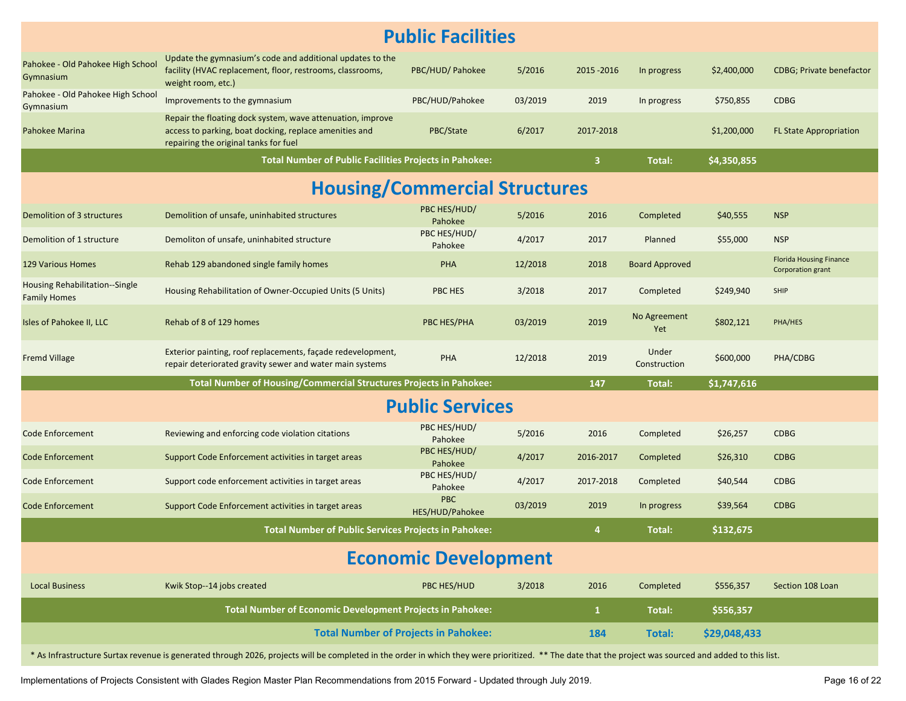## Public Facilities

| | | | | | | | |
|---|---|---|---|---|---|---|---|
| Pahokee - Old Pahokee High School Gymnasium | Update the gymnasium's code and additional updates to the facility (HVAC replacement, floor, restrooms, classrooms, weight room, etc.) | PBC/HUD/ Pahokee | 5/2016 | 2015 -2016 | In progress | $2,400,000 | CDBG; Private benefactor |
| Pahokee - Old Pahokee High School Gymnasium | Improvements to the gymnasium | PBC/HUD/Pahokee | 03/2019 | 2019 | In progress | $750,855 | CDBG |
| Pahokee Marina | Repair the floating dock system, wave attenuation, improve access to parking, boat docking, replace amenities and repairing the original tanks for fuel | PBC/State | 6/2017 | 2017-2018 | | $1,200,000 | FL State Appropriation |
| | **Total Number of Public Facilities Projects in Pahokee:** | | | **3** | **Total:** | **$4,350,855** | |

## Housing/Commercial Structures

| | | | | | | | |
|---|---|---|---|---|---|---|---|
| Demolition of 3 structures | Demolition of unsafe, uninhabited structures | PBC HES/HUD/ Pahokee | 5/2016 | 2016 | Completed | $40,555 | NSP |
| Demolition of 1 structure | Demoliton of unsafe, uninhabited structure | PBC HES/HUD/ Pahokee | 4/2017 | 2017 | Planned | $55,000 | NSP |
| 129 Various Homes | Rehab 129 abandoned single family homes | PHA | 12/2018 | 2018 | Board Approved | | Florida Housing Finance Corporation grant |
| Housing Rehabilitation--Single Family Homes | Housing Rehabilitation of Owner-Occupied Units (5 Units) | PBC HES | 3/2018 | 2017 | Completed | $249,940 | SHIP |
| Isles of Pahokee II, LLC | Rehab of 8 of 129 homes | PBC HES/PHA | 03/2019 | 2019 | No Agreement Yet | $802,121 | PHA/HES |
| Fremd Village | Exterior painting, roof replacements, façade redevelopment, repair deteriorated gravity sewer and water main systems | PHA | 12/2018 | 2019 | Under Construction | $600,000 | PHA/CDBG |
| | **Total Number of Housing/Commercial Structures Projects in Pahokee:** | | | **147** | **Total:** | **$1,747,616** | |

## Public Services

| | | | | | | | |
|---|---|---|---|---|---|---|---|
| Code Enforcement | Reviewing and enforcing code violation citations | PBC HES/HUD/ Pahokee | 5/2016 | 2016 | Completed | $26,257 | CDBG |
| Code Enforcement | Support Code Enforcement activities in target areas | PBC HES/HUD/ Pahokee | 4/2017 | 2016-2017 | Completed | $26,310 | CDBG |
| Code Enforcement | Support code enforcement activities in target areas | PBC HES/HUD/ Pahokee | 4/2017 | 2017-2018 | Completed | $40,544 | CDBG |
| Code Enforcement | Support Code Enforcement activities in target areas | PBC HES/HUD/Pahokee | 03/2019 | 2019 | In progress | $39,564 | CDBG |
| | **Total Number of Public Services Projects in Pahokee:** | | | **4** | **Total:** | **$132,675** | |

## Economic Development

| | | | | | | | |
|---|---|---|---|---|---|---|---|
| Local Business | Kwik Stop--14 jobs created | PBC HES/HUD | 3/2018 | 2016 | Completed | $556,357 | Section 108 Loan |
| | **Total Number of Economic Development Projects in Pahokee:** | | | **1** | **Total:** | **$556,357** | |
| | **Total Number of Projects in Pahokee:** | | | **184** | **Total:** | **$29,048,433** | |

* As Infrastructure Surtax revenue is generated through 2026, projects will be completed in the order in which they were prioritized. ** The date that the project was sourced and added to this list.

Implementations of Projects Consistent with Glades Region Master Plan Recommendations from 2015 Forward - Updated through July 2019.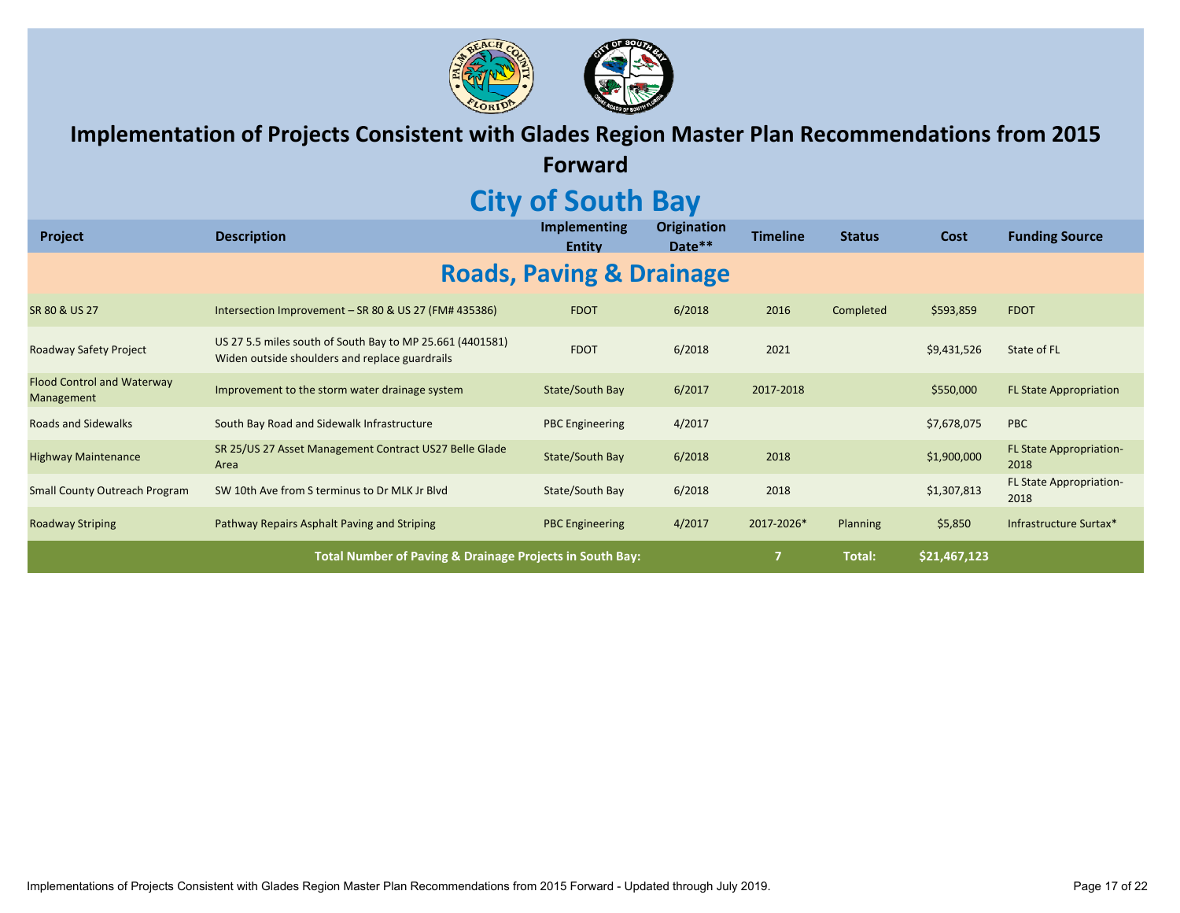# Implementation of Projects Consistent with Glades Region Master Plan Recommendations from 2015 Forward

## City of South Bay

| Project | Description | Implementing Entity | Origination Date** | Timeline | Status | Cost | Funding Source |
|---|---|---|---|---|---|---|---|
| **Roads, Paving & Drainage** | | | | | | | |
| SR 80 & US 27 | Intersection Improvement – SR 80 & US 27 (FM# 435386) | FDOT | 6/2018 | 2016 | Completed | $593,859 | FDOT |
| Roadway Safety Project | US 27 5.5 miles south of South Bay to MP 25.661 (4401581) Widen outside shoulders and replace guardrails | FDOT | 6/2018 | 2021 | | $9,431,526 | State of FL |
| Flood Control and Waterway Management | Improvement to the storm water drainage system | State/South Bay | 6/2017 | 2017-2018 | | $550,000 | FL State Appropriation |
| Roads and Sidewalks | South Bay Road and Sidewalk Infrastructure | PBC Engineering | 4/2017 | | | $7,678,075 | PBC |
| Highway Maintenance | SR 25/US 27 Asset Management Contract US27 Belle Glade Area | State/South Bay | 6/2018 | 2018 | | $1,900,000 | FL State Appropriation-2018 |
| Small County Outreach Program | SW 10th Ave from S terminus to Dr MLK Jr Blvd | State/South Bay | 6/2018 | 2018 | | $1,307,813 | FL State Appropriation-2018 |
| Roadway Striping | Pathway Repairs Asphalt Paving and Striping | PBC Engineering | 4/2017 | 2017-2026* | Planning | $5,850 | Infrastructure Surtax* |
| **Total Number of Paving & Drainage Projects in South Bay:** | | | | **7** | **Total:** | **$21,467,123** | |

Implementations of Projects Consistent with Glades Region Master Plan Recommendations from 2015 Forward - Updated through July 2019.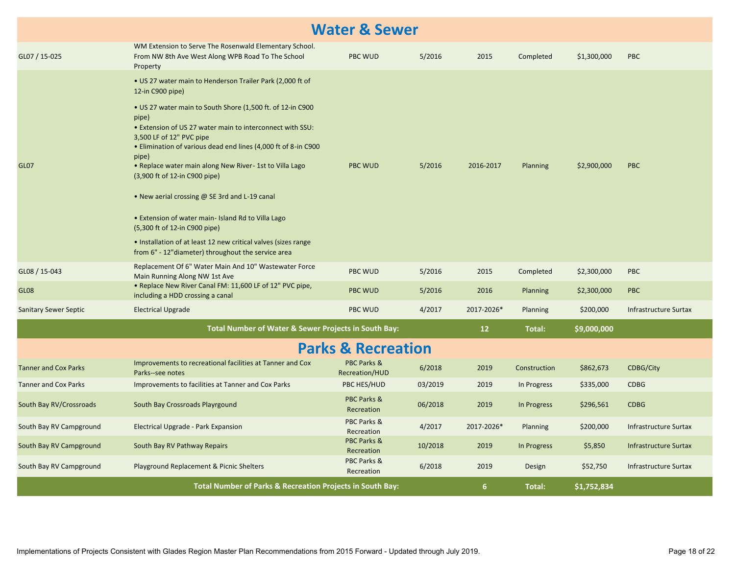## Water & Sewer

| | | | | | | | |
|---|---|---|---|---|---|---|---|
| GL07 / 15-025 | WM Extension to Serve The Rosenwald Elementary School. From NW 8th Ave West Along WPB Road To The School Property | PBC WUD | 5/2016 | 2015 | Completed | $1,300,000 | PBC |
| GL07 | • US 27 water main to Henderson Trailer Park (2,000 ft of 12-in C900 pipe)<br>• US 27 water main to South Shore (1,500 ft. of 12-in C900 pipe)<br>• Extension of US 27 water main to interconnect with SSU: 3,500 LF of 12" PVC pipe<br>• Elimination of various dead end lines (4,000 ft of 8-in C900 pipe)<br>• Replace water main along New River- 1st to Villa Lago (3,900 ft of 12-in C900 pipe)<br>• New aerial crossing @ SE 3rd and L-19 canal<br>• Extension of water main- Island Rd to Villa Lago (5,300 ft of 12-in C900 pipe)<br>• Installation of at least 12 new critical valves (sizes range from 6" - 12"diameter) throughout the service area | PBC WUD | 5/2016 | 2016-2017 | Planning | $2,900,000 | PBC |
| GL08 / 15-043 | Replacement Of 6" Water Main And 10" Wastewater Force Main Running Along NW 1st Ave | PBC WUD | 5/2016 | 2015 | Completed | $2,300,000 | PBC |
| GL08 | • Replace New River Canal FM: 11,600 LF of 12" PVC pipe, including a HDD crossing a canal | PBC WUD | 5/2016 | 2016 | Planning | $2,300,000 | PBC |
| Sanitary Sewer Septic | Electrical Upgrade | PBC WUD | 4/2017 | 2017-2026* | Planning | $200,000 | Infrastructure Surtax |
| | **Total Number of Water & Sewer Projects in South Bay:** | | | **12** | **Total:** | **$9,000,000** | |

## Parks & Recreation

| | | | | | | | |
|---|---|---|---|---|---|---|---|
| Tanner and Cox Parks | Improvements to recreational facilities at Tanner and Cox Parks--see notes | PBC Parks & Recreation/HUD | 6/2018 | 2019 | Construction | $862,673 | CDBG/City |
| Tanner and Cox Parks | Improvements to facilities at Tanner and Cox Parks | PBC HES/HUD | 03/2019 | 2019 | In Progress | $335,000 | CDBG |
| South Bay RV/Crossroads | South Bay Crossroads Playrground | PBC Parks & Recreation | 06/2018 | 2019 | In Progress | $296,561 | CDBG |
| South Bay RV Campground | Electrical Upgrade - Park Expansion | PBC Parks & Recreation | 4/2017 | 2017-2026* | Planning | $200,000 | Infrastructure Surtax |
| South Bay RV Campground | South Bay RV Pathway Repairs | PBC Parks & Recreation | 10/2018 | 2019 | In Progress | $5,850 | Infrastructure Surtax |
| South Bay RV Campground | Playground Replacement & Picnic Shelters | PBC Parks & Recreation | 6/2018 | 2019 | Design | $52,750 | Infrastructure Surtax |
| | **Total Number of Parks & Recreation Projects in South Bay:** | | | **6** | **Total:** | **$1,752,834** | |

Implementations of Projects Consistent with Glades Region Master Plan Recommendations from 2015 Forward - Updated through July 2019.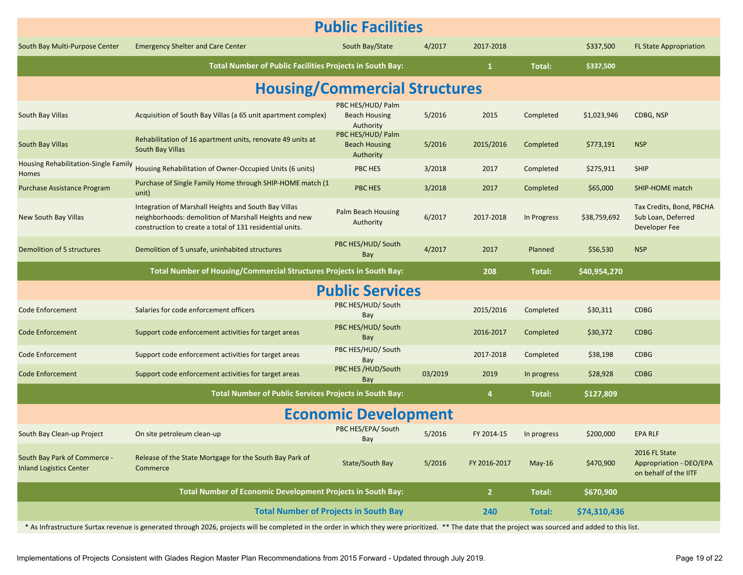## Public Facilities

| | | | | | | | |
|---|---|---|---|---|---|---|---|
| South Bay Multi-Purpose Center | Emergency Shelter and Care Center | South Bay/State | 4/2017 | 2017-2018 | | $337,500 | FL State Appropriation |
| **Total Number of Public Facilities Projects in South Bay:** | | | | **1** | **Total:** | **$337,500** | |

## Housing/Commercial Structures

| | | | | | | | |
|---|---|---|---|---|---|---|---|
| South Bay Villas | Acquisition of South Bay Villas (a 65 unit apartment complex) | PBC HES/HUD/ Palm Beach Housing Authority | 5/2016 | 2015 | Completed | $1,023,946 | CDBG, NSP |
| South Bay Villas | Rehabilitation of 16 apartment units, renovate 49 units at South Bay Villas | PBC HES/HUD/ Palm Beach Housing Authority | 5/2016 | 2015/2016 | Completed | $773,191 | NSP |
| Housing Rehabilitation-Single Family Homes | Housing Rehabilitation of Owner-Occupied Units (6 units) | PBC HES | 3/2018 | 2017 | Completed | $275,911 | SHIP |
| Purchase Assistance Program | Purchase of Single Family Home through SHIP-HOME match (1 unit) | PBC HES | 3/2018 | 2017 | Completed | $65,000 | SHIP-HOME match |
| New South Bay Villas | Integration of Marshall Heights and South Bay Villas neighborhoods: demolition of Marshall Heights and new construction to create a total of 131 residential units. | Palm Beach Housing Authority | 6/2017 | 2017-2018 | In Progress | $38,759,692 | Tax Credits, Bond, PBCHA Sub Loan, Deferred Developer Fee |
| Demolition of 5 structures | Demolition of 5 unsafe, uninhabited structures | PBC HES/HUD/ South Bay | 4/2017 | 2017 | Planned | $56,530 | NSP |
| **Total Number of Housing/Commercial Structures Projects in South Bay:** | | | | **208** | **Total:** | **$40,954,270** | |

## Public Services

| | | | | | | | |
|---|---|---|---|---|---|---|---|
| Code Enforcement | Salaries for code enforcement officers | PBC HES/HUD/ South Bay | | 2015/2016 | Completed | $30,311 | CDBG |
| Code Enforcement | Support code enforcement activities for target areas | PBC HES/HUD/ South Bay | | 2016-2017 | Completed | $30,372 | CDBG |
| Code Enforcement | Support code enforcement activities for target areas | PBC HES/HUD/ South Bay | | 2017-2018 | Completed | $38,198 | CDBG |
| Code Enforcement | Support code enforcement activities for target areas | PBC HES /HUD/South Bay | 03/2019 | 2019 | In progress | $28,928 | CDBG |
| **Total Number of Public Services Projects in South Bay:** | | | | **4** | **Total:** | **$127,809** | |

## Economic Development

| | | | | | | | |
|---|---|---|---|---|---|---|---|
| South Bay Clean-up Project | On site petroleum clean-up | PBC HES/EPA/ South Bay | 5/2016 | FY 2014-15 | In progress | $200,000 | EPA RLF |
| South Bay Park of Commerce - Inland Logistics Center | Release of the State Mortgage for the South Bay Park of Commerce | State/South Bay | 5/2016 | FY 2016-2017 | May-16 | $470,900 | 2016 FL State Appropriation - DEO/EPA on behalf of the IITF |
| **Total Number of Economic Development Projects in South Bay:** | | | | **2** | **Total:** | **$670,900** | |
| **Total Number of Projects in South Bay** | | | | **240** | **Total:** | **$74,310,436** | |

* As Infrastructure Surtax revenue is generated through 2026, projects will be completed in the order in which they were prioritized. ** The date that the project was sourced and added to this list.

Implementations of Projects Consistent with Glades Region Master Plan Recommendations from 2015 Forward - Updated through July 2019.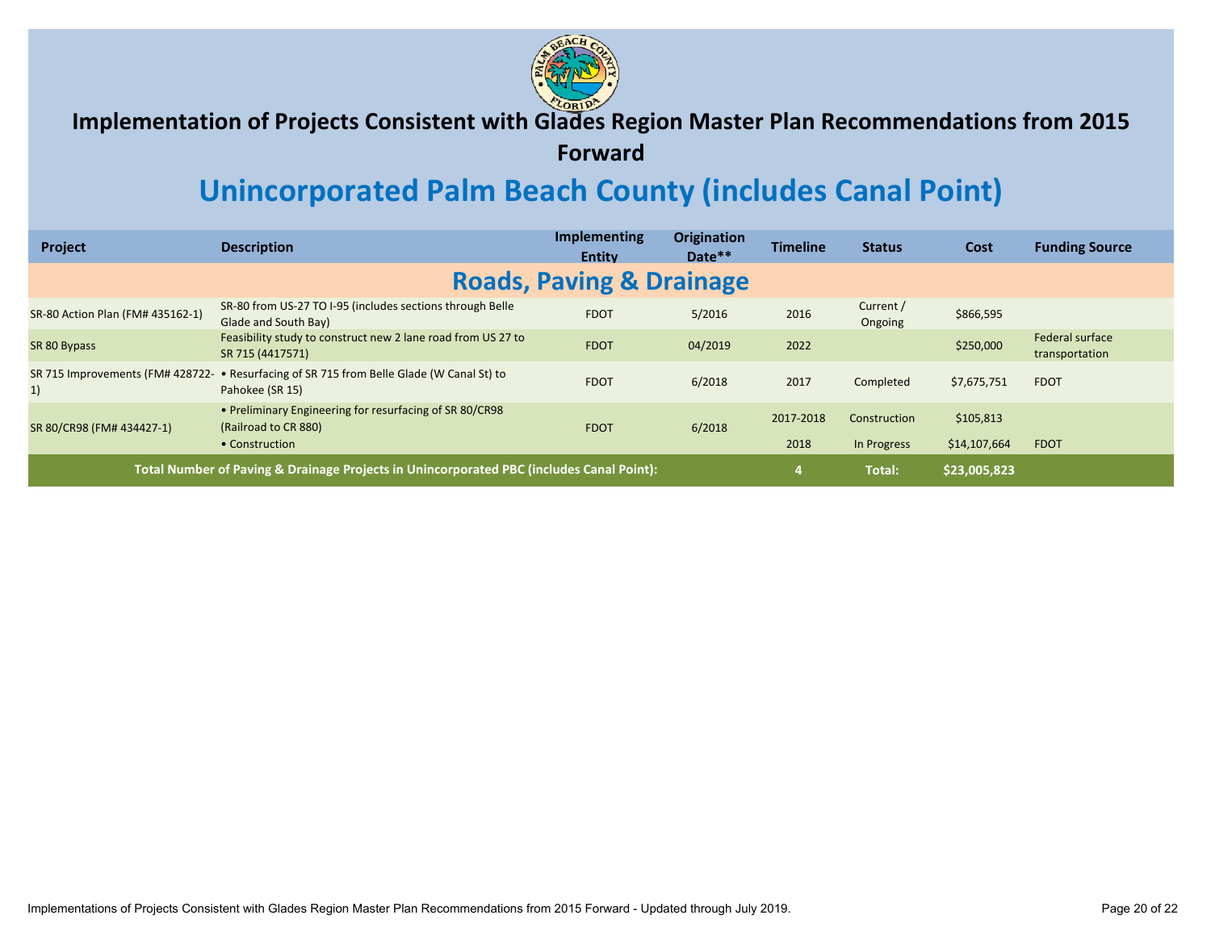# Implementation of Projects Consistent with Glades Region Master Plan Recommendations from 2015 Forward

## Unincorporated Palm Beach County (includes Canal Point)

| Project | Description | Implementing Entity | Origination Date** | Timeline | Status | Cost | Funding Source |
|---|---|---|---|---|---|---|---|
| **Roads, Paving & Drainage** | | | | | | | |
| SR-80 Action Plan (FM# 435162-1) | SR-80 from US-27 TO I-95 (includes sections through Belle Glade and South Bay) | FDOT | 5/2016 | 2016 | Current / Ongoing | $866,595 | |
| SR 80 Bypass | Feasibility study to construct new 2 lane road from US 27 to SR 715 (4417571) | FDOT | 04/2019 | 2022 | | $250,000 | Federal surface transportation |
| SR 715 Improvements (FM# 428722-1) | • Resurfacing of SR 715 from Belle Glade (W Canal St) to Pahokee (SR 15) | FDOT | 6/2018 | 2017 | Completed | $7,675,751 | FDOT |
| SR 80/CR98 (FM# 434427-1) | • Preliminary Engineering for resurfacing of SR 80/CR98 (Railroad to CR 880) | FDOT | 6/2018 | 2017-2018 | Construction | $105,813 | |
| | • Construction | | | 2018 | In Progress | $14,107,664 | FDOT |
| **Total Number of Paving & Drainage Projects in Unincorporated PBC (includes Canal Point):** | | | | **4** | **Total:** | **$23,005,823** | |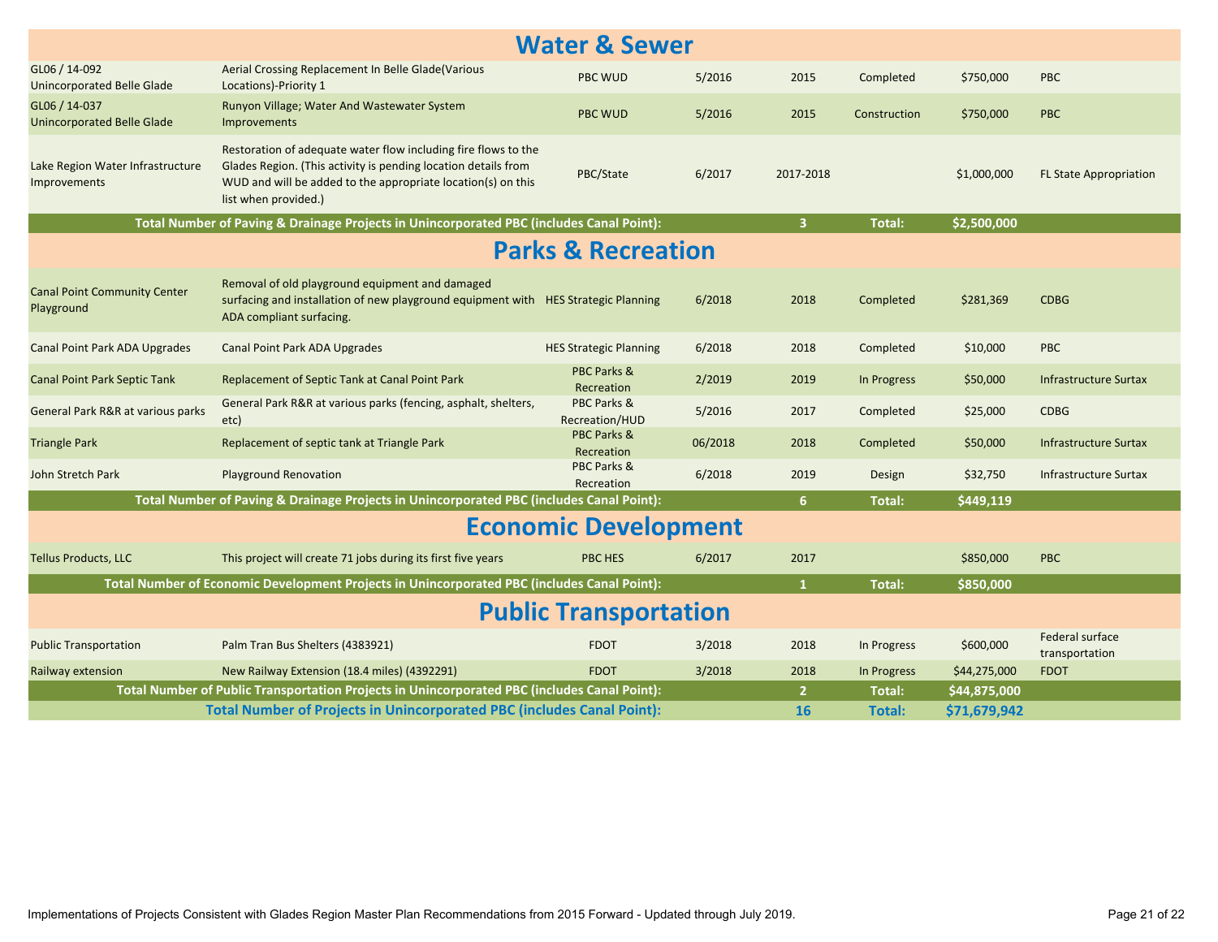## Water & Sewer

| | | | | | | | |
|---|---|---|---|---|---|---|---|
| GL06 / 14-092 Unincorporated Belle Glade | Aerial Crossing Replacement In Belle Glade(Various Locations)-Priority 1 | PBC WUD | 5/2016 | 2015 | Completed | $750,000 | PBC |
| GL06 / 14-037 Unincorporated Belle Glade | Runyon Village; Water And Wastewater System Improvements | PBC WUD | 5/2016 | 2015 | Construction | $750,000 | PBC |
| Lake Region Water Infrastructure Improvements | Restoration of adequate water flow including fire flows to the Glades Region. (This activity is pending location details from WUD and will be added to the appropriate location(s) on this list when provided.) | PBC/State | 6/2017 | 2017-2018 | | $1,000,000 | FL State Appropriation |
| **Total Number of Paving & Drainage Projects in Unincorporated PBC (includes Canal Point):** | | | | **3** | **Total:** | **$2,500,000** | |

## Parks & Recreation

| | | | | | | | |
|---|---|---|---|---|---|---|---|
| Canal Point Community Center Playground | Removal of old playground equipment and damaged surfacing and installation of new playground equipment with ADA compliant surfacing. | HES Strategic Planning | 6/2018 | 2018 | Completed | $281,369 | CDBG |
| Canal Point Park ADA Upgrades | Canal Point Park ADA Upgrades | HES Strategic Planning | 6/2018 | 2018 | Completed | $10,000 | PBC |
| Canal Point Park Septic Tank | Replacement of Septic Tank at Canal Point Park | PBC Parks & Recreation | 2/2019 | 2019 | In Progress | $50,000 | Infrastructure Surtax |
| General Park R&R at various parks | General Park R&R at various parks (fencing, asphalt, shelters, etc) | PBC Parks & Recreation/HUD | 5/2016 | 2017 | Completed | $25,000 | CDBG |
| Triangle Park | Replacement of septic tank at Triangle Park | PBC Parks & Recreation | 06/2018 | 2018 | Completed | $50,000 | Infrastructure Surtax |
| John Stretch Park | Playground Renovation | PBC Parks & Recreation | 6/2018 | 2019 | Design | $32,750 | Infrastructure Surtax |
| **Total Number of Paving & Drainage Projects in Unincorporated PBC (includes Canal Point):** | | | | **6** | **Total:** | **$449,119** | |

## Economic Development

| | | | | | | | |
|---|---|---|---|---|---|---|---|
| Tellus Products, LLC | This project will create 71 jobs during its first five years | PBC HES | 6/2017 | 2017 | | $850,000 | PBC |
| **Total Number of Economic Development Projects in Unincorporated PBC (includes Canal Point):** | | | | **1** | **Total:** | **$850,000** | |

## Public Transportation

| | | | | | | | |
|---|---|---|---|---|---|---|---|
| Public Transportation | Palm Tran Bus Shelters (4383921) | FDOT | 3/2018 | 2018 | In Progress | $600,000 | Federal surface transportation |
| Railway extension | New Railway Extension (18.4 miles) (4392291) | FDOT | 3/2018 | 2018 | In Progress | $44,275,000 | FDOT |
| **Total Number of Public Transportation Projects in Unincorporated PBC (includes Canal Point):** | | | | **2** | **Total:** | **$44,875,000** | |
| **Total Number of Projects in Unincorporated PBC (includes Canal Point):** | | | | **16** | **Total:** | **$71,679,942** | |

Implementations of Projects Consistent with Glades Region Master Plan Recommendations from 2015 Forward - Updated through July 2019.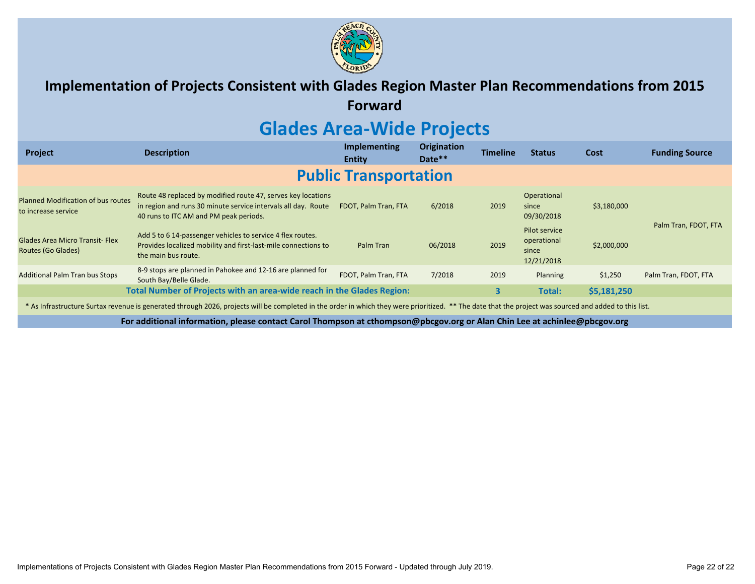# Implementation of Projects Consistent with Glades Region Master Plan Recommendations from 2015 Forward

## Glades Area-Wide Projects

| Project | Description | Implementing Entity | Origination Date** | Timeline | Status | Cost | Funding Source |
|---|---|---|---|---|---|---|---|
| **Public Transportation** | | | | | | | |
| Planned Modification of bus routes to increase service | Route 48 replaced by modified route 47, serves key locations in region and runs 30 minute service intervals all day. Route 40 runs to ITC AM and PM peak periods. | FDOT, Palm Tran, FTA | 6/2018 | 2019 | Operational since 09/30/2018 | $3,180,000 | Palm Tran, FDOT, FTA |
| Glades Area Micro Transit- Flex Routes (Go Glades) | Add 5 to 6 14-passenger vehicles to service 4 flex routes. Provides localized mobility and first-last-mile connections to the main bus route. | Palm Tran | 06/2018 | 2019 | Pilot service operational since 12/21/2018 | $2,000,000 | |
| Additional Palm Tran bus Stops | 8-9 stops are planned in Pahokee and 12-16 are planned for South Bay/Belle Glade. | FDOT, Palm Tran, FTA | 7/2018 | 2019 | Planning | $1,250 | Palm Tran, FDOT, FTA |
| **Total Number of Projects with an area-wide reach in the Glades Region:** | | | | **3** | **Total:** | **$5,181,250** | |

\* As Infrastructure Surtax revenue is generated through 2026, projects will be completed in the order in which they were prioritized. ** The date that the project was sourced and added to this list.

**For additional information, please contact Carol Thompson at cthompson@pbcgov.org or Alan Chin Lee at achinlee@pbcgov.org**